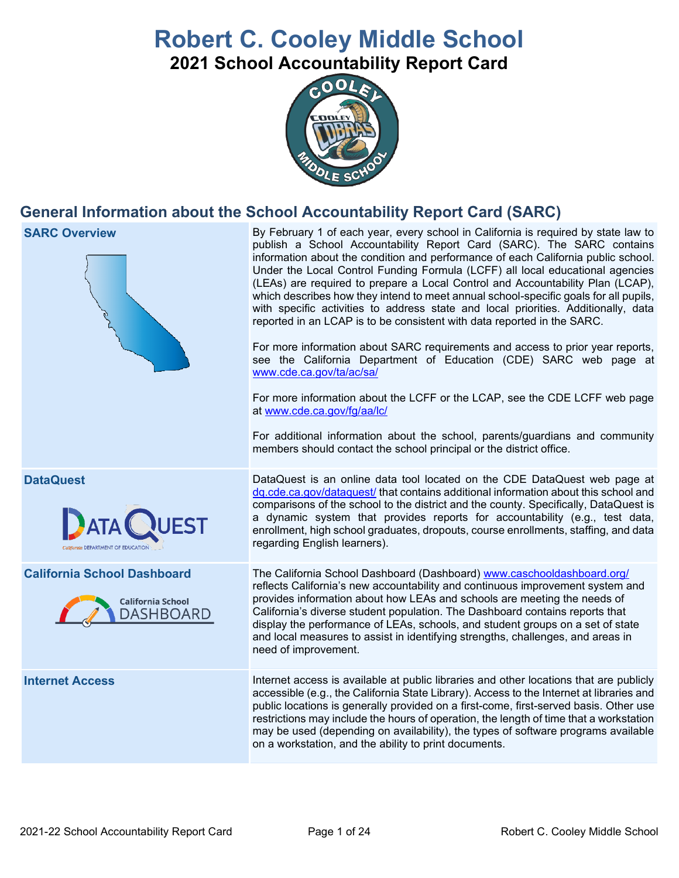# Robert C. Cooley Middle School

## 2021 School Accountability Report Card

## General Information about the School Accountability Report Card (SARC)

| | |
|---|---|
| **SARC Overview** | By February 1 of each year, every school in California is required by state law to publish a School Accountability Report Card (SARC). The SARC contains information about the condition and performance of each California public school. Under the Local Control Funding Formula (LCFF) all local educational agencies (LEAs) are required to prepare a Local Control and Accountability Plan (LCAP), which describes how they intend to meet annual school-specific goals for all pupils, with specific activities to address state and local priorities. Additionally, data reported in an LCAP is to be consistent with data reported in the SARC.<br><br>For more information about SARC requirements and access to prior year reports, see the California Department of Education (CDE) SARC web page at www.cde.ca.gov/ta/ac/sa/<br><br>For more information about the LCFF or the LCAP, see the CDE LCFF web page at www.cde.ca.gov/fg/aa/lc/<br><br>For additional information about the school, parents/guardians and community members should contact the school principal or the district office. |
| **DataQuest** | DataQuest is an online data tool located on the CDE DataQuest web page at dq.cde.ca.gov/dataquest/ that contains additional information about this school and comparisons of the school to the district and the county. Specifically, DataQuest is a dynamic system that provides reports for accountability (e.g., test data, enrollment, high school graduates, dropouts, course enrollments, staffing, and data regarding English learners). |
| **California School Dashboard** | The California School Dashboard (Dashboard) www.caschooldashboard.org/ reflects California's new accountability and continuous improvement system and provides information about how LEAs and schools are meeting the needs of California's diverse student population. The Dashboard contains reports that display the performance of LEAs, schools, and student groups on a set of state and local measures to assist in identifying strengths, challenges, and areas in need of improvement. |
| **Internet Access** | Internet access is available at public libraries and other locations that are publicly accessible (e.g., the California State Library). Access to the Internet at libraries and public locations is generally provided on a first-come, first-served basis. Other use restrictions may include the hours of operation, the length of time that a workstation may be used (depending on availability), the types of software programs available on a workstation, and the ability to print documents. |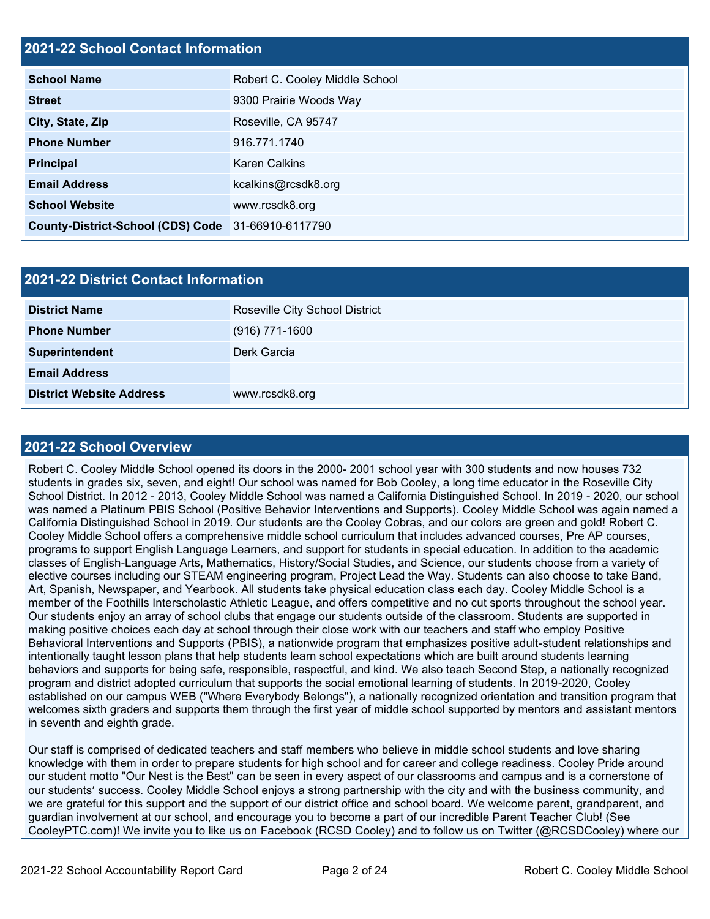## 2021-22 School Contact Information

| 2021-22 School Contact Information | |
|---|---|
| **School Name** | Robert C. Cooley Middle School |
| **Street** | 9300 Prairie Woods Way |
| **City, State, Zip** | Roseville, CA 95747 |
| **Phone Number** | 916.771.1740 |
| **Principal** | Karen Calkins |
| **Email Address** | kcalkins@rcsdk8.org |
| **School Website** | www.rcsdk8.org |
| **County-District-School (CDS) Code** | 31-66910-6117790 |

## 2021-22 District Contact Information

| 2021-22 District Contact Information | |
|---|---|
| **District Name** | Roseville City School District |
| **Phone Number** | (916) 771-1600 |
| **Superintendent** | Derk Garcia |
| **Email Address** | |
| **District Website Address** | www.rcsdk8.org |

## 2021-22 School Overview

Robert C. Cooley Middle School opened its doors in the 2000- 2001 school year with 300 students and now houses 732 students in grades six, seven, and eight! Our school was named for Bob Cooley, a long time educator in the Roseville City School District. In 2012 - 2013, Cooley Middle School was named a California Distinguished School. In 2019 - 2020, our school was named a Platinum PBIS School (Positive Behavior Interventions and Supports). Cooley Middle School was again named a California Distinguished School in 2019. Our students are the Cooley Cobras, and our colors are green and gold! Robert C. Cooley Middle School offers a comprehensive middle school curriculum that includes advanced courses, Pre AP courses, programs to support English Language Learners, and support for students in special education. In addition to the academic classes of English-Language Arts, Mathematics, History/Social Studies, and Science, our students choose from a variety of elective courses including our STEAM engineering program, Project Lead the Way. Students can also choose to take Band, Art, Spanish, Newspaper, and Yearbook. All students take physical education class each day. Cooley Middle School is a member of the Foothills Interscholastic Athletic League, and offers competitive and no cut sports throughout the school year. Our students enjoy an array of school clubs that engage our students outside of the classroom. Students are supported in making positive choices each day at school through their close work with our teachers and staff who employ Positive Behavioral Interventions and Supports (PBIS), a nationwide program that emphasizes positive adult-student relationships and intentionally taught lesson plans that help students learn school expectations which are built around students learning behaviors and supports for being safe, responsible, respectful, and kind. We also teach Second Step, a nationally recognized program and district adopted curriculum that supports the social emotional learning of students. In 2019-2020, Cooley established on our campus WEB ("Where Everybody Belongs"), a nationally recognized orientation and transition program that welcomes sixth graders and supports them through the first year of middle school supported by mentors and assistant mentors in seventh and eighth grade.

Our staff is comprised of dedicated teachers and staff members who believe in middle school students and love sharing knowledge with them in order to prepare students for high school and for career and college readiness. Cooley Pride around our student motto "Our Nest is the Best" can be seen in every aspect of our classrooms and campus and is a cornerstone of our students' success. Cooley Middle School enjoys a strong partnership with the city and with the business community, and we are grateful for this support and the support of our district office and school board. We welcome parent, grandparent, and guardian involvement at our school, and encourage you to become a part of our incredible Parent Teacher Club! (See CooleyPTC.com)! We invite you to like us on Facebook (RCSD Cooley) and to follow us on Twitter (@RCSDCooley) where our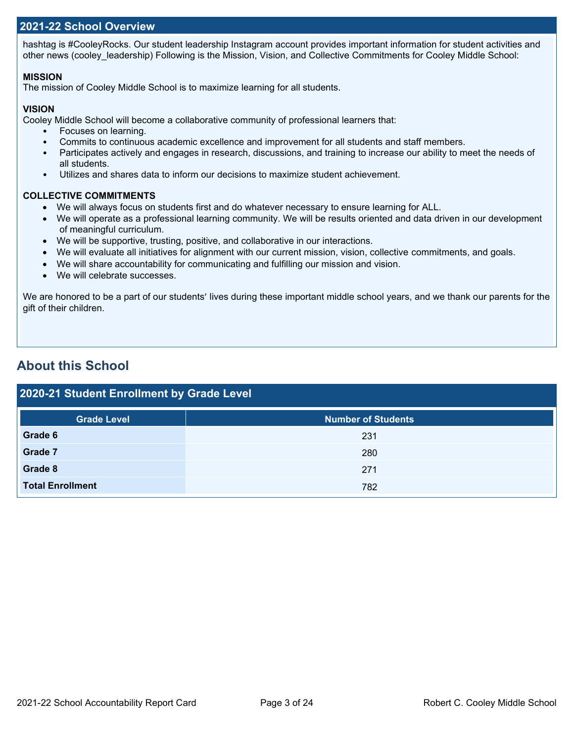## 2021-22 School Overview

hashtag is #CooleyRocks. Our student leadership Instagram account provides important information for student activities and other news (cooley_leadership) Following is the Mission, Vision, and Collective Commitments for Cooley Middle School:

**MISSION**
The mission of Cooley Middle School is to maximize learning for all students.

**VISION**
Cooley Middle School will become a collaborative community of professional learners that:

- Focuses on learning.
- Commits to continuous academic excellence and improvement for all students and staff members.
- Participates actively and engages in research, discussions, and training to increase our ability to meet the needs of all students.
- Utilizes and shares data to inform our decisions to maximize student achievement.

**COLLECTIVE COMMITMENTS**

- We will always focus on students first and do whatever necessary to ensure learning for ALL.
- We will operate as a professional learning community. We will be results oriented and data driven in our development of meaningful curriculum.
- We will be supportive, trusting, positive, and collaborative in our interactions.
- We will evaluate all initiatives for alignment with our current mission, vision, collective commitments, and goals.
- We will share accountability for communicating and fulfilling our mission and vision.
- We will celebrate successes.

We are honored to be a part of our students' lives during these important middle school years, and we thank our parents for the gift of their children.

# About this School

## 2020-21 Student Enrollment by Grade Level

| Grade Level | Number of Students |
|---|---|
| **Grade 6** | 231 |
| **Grade 7** | 280 |
| **Grade 8** | 271 |
| **Total Enrollment** | 782 |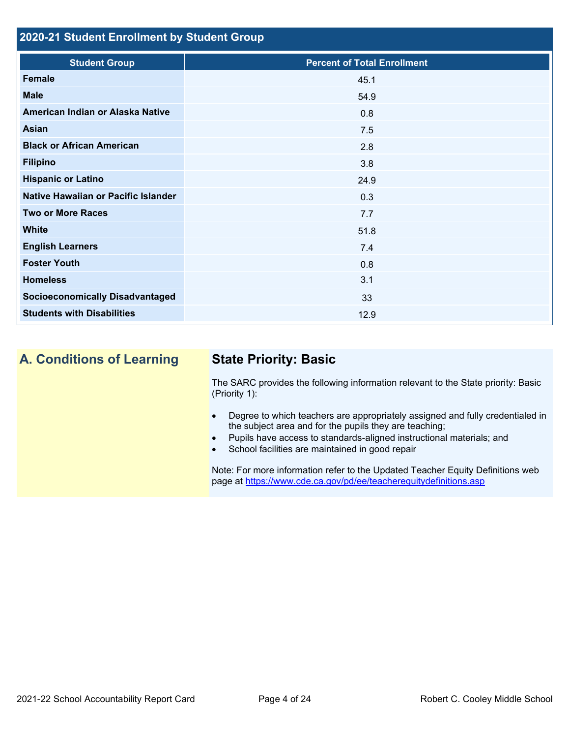## 2020-21 Student Enrollment by Student Group

| Student Group | Percent of Total Enrollment |
|---|---|
| Female | 45.1 |
| Male | 54.9 |
| American Indian or Alaska Native | 0.8 |
| Asian | 7.5 |
| Black or African American | 2.8 |
| Filipino | 3.8 |
| Hispanic or Latino | 24.9 |
| Native Hawaiian or Pacific Islander | 0.3 |
| Two or More Races | 7.7 |
| White | 51.8 |
| English Learners | 7.4 |
| Foster Youth | 0.8 |
| Homeless | 3.1 |
| Socioeconomically Disadvantaged | 33 |
| Students with Disabilities | 12.9 |

## A. Conditions of Learning

### State Priority: Basic

The SARC provides the following information relevant to the State priority: Basic (Priority 1):

- Degree to which teachers are appropriately assigned and fully credentialed in the subject area and for the pupils they are teaching;
- Pupils have access to standards-aligned instructional materials; and
- School facilities are maintained in good repair

Note: For more information refer to the Updated Teacher Equity Definitions web page at https://www.cde.ca.gov/pd/ee/teacherequitydefinitions.asp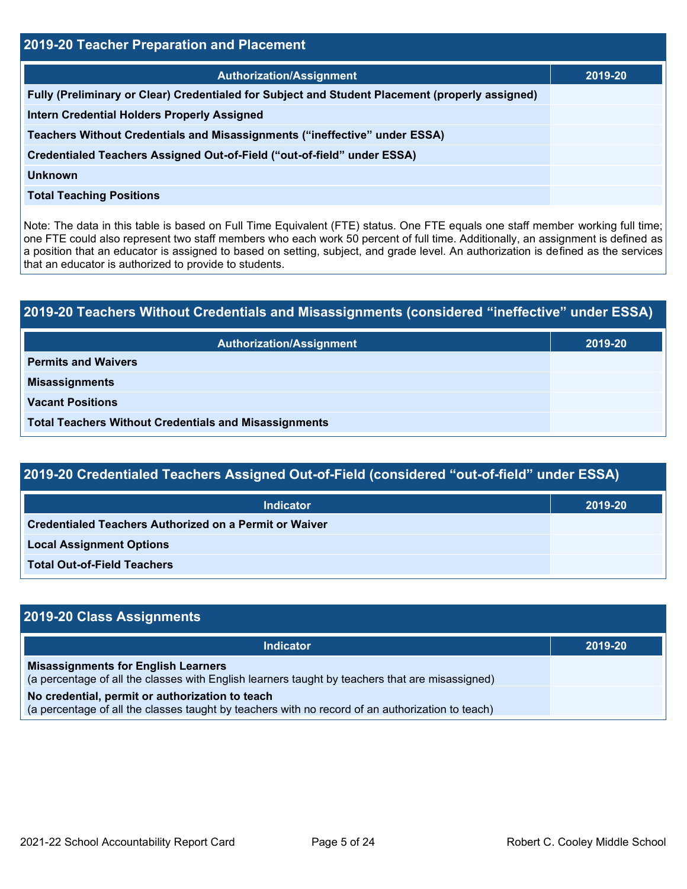## 2019-20 Teacher Preparation and Placement

| Authorization/Assignment | 2019-20 |
|---|---|
| Fully (Preliminary or Clear) Credentialed for Subject and Student Placement (properly assigned) | |
| Intern Credential Holders Properly Assigned | |
| Teachers Without Credentials and Misassignments ("ineffective" under ESSA) | |
| Credentialed Teachers Assigned Out-of-Field ("out-of-field" under ESSA) | |
| Unknown | |
| Total Teaching Positions | |

Note: The data in this table is based on Full Time Equivalent (FTE) status. One FTE equals one staff member working full time; one FTE could also represent two staff members who each work 50 percent of full time. Additionally, an assignment is defined as a position that an educator is assigned to based on setting, subject, and grade level. An authorization is defined as the services that an educator is authorized to provide to students.

## 2019-20 Teachers Without Credentials and Misassignments (considered "ineffective" under ESSA)

| Authorization/Assignment | 2019-20 |
|---|---|
| Permits and Waivers | |
| Misassignments | |
| Vacant Positions | |
| Total Teachers Without Credentials and Misassignments | |

## 2019-20 Credentialed Teachers Assigned Out-of-Field (considered "out-of-field" under ESSA)

| Indicator | 2019-20 |
|---|---|
| Credentialed Teachers Authorized on a Permit or Waiver | |
| Local Assignment Options | |
| Total Out-of-Field Teachers | |

## 2019-20 Class Assignments

| Indicator | 2019-20 |
|---|---|
| **Misassignments for English Learners** (a percentage of all the classes with English learners taught by teachers that are misassigned) | |
| **No credential, permit or authorization to teach** (a percentage of all the classes taught by teachers with no record of an authorization to teach) | |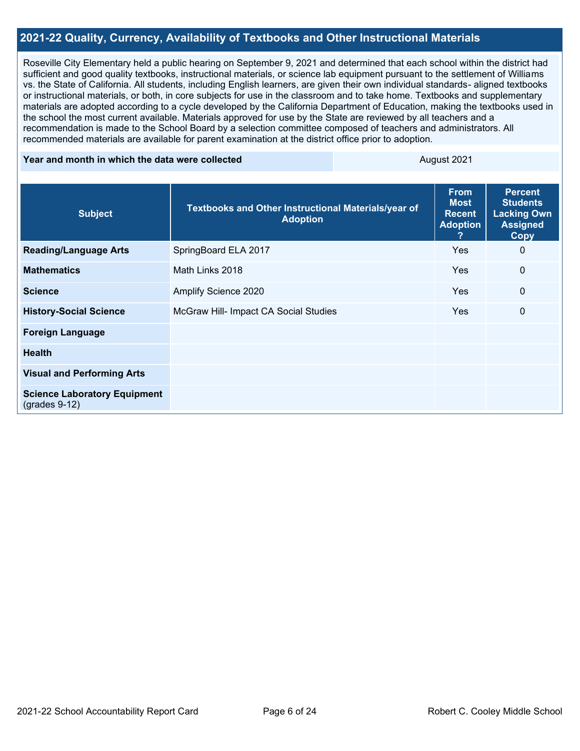## 2021-22 Quality, Currency, Availability of Textbooks and Other Instructional Materials

Roseville City Elementary held a public hearing on September 9, 2021 and determined that each school within the district had sufficient and good quality textbooks, instructional materials, or science lab equipment pursuant to the settlement of Williams vs. the State of California. All students, including English learners, are given their own individual standards- aligned textbooks or instructional materials, or both, in core subjects for use in the classroom and to take home. Textbooks and supplementary materials are adopted according to a cycle developed by the California Department of Education, making the textbooks used in the school the most current available. Materials approved for use by the State are reviewed by all teachers and a recommendation is made to the School Board by a selection committee composed of teachers and administrators. All recommended materials are available for parent examination at the district office prior to adoption.

| Year and month in which the data were collected | August 2021 |
| --- | --- |

| Subject | Textbooks and Other Instructional Materials/year of Adoption | From Most Recent Adoption ? | Percent Students Lacking Own Assigned Copy |
| --- | --- | --- | --- |
| **Reading/Language Arts** | SpringBoard ELA 2017 | Yes | 0 |
| **Mathematics** | Math Links 2018 | Yes | 0 |
| **Science** | Amplify Science 2020 | Yes | 0 |
| **History-Social Science** | McGraw Hill- Impact CA Social Studies | Yes | 0 |
| **Foreign Language** | | | |
| **Health** | | | |
| **Visual and Performing Arts** | | | |
| **Science Laboratory Equipment** (grades 9-12) | | | |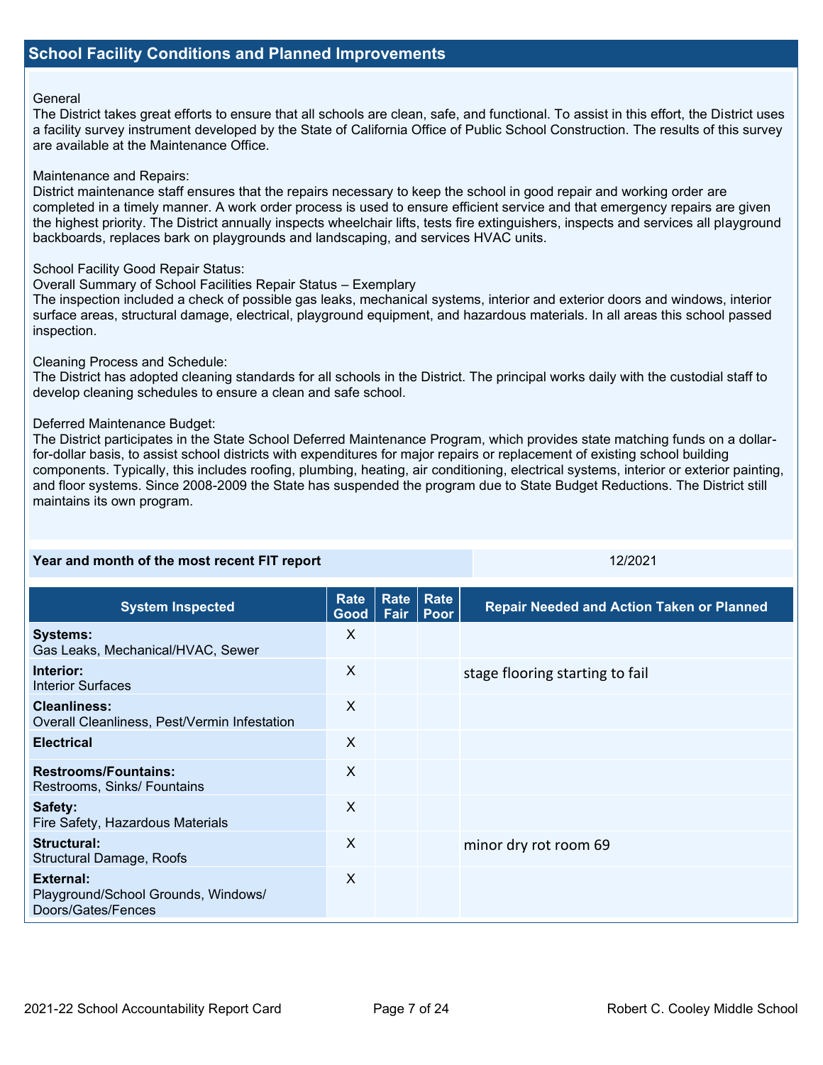## School Facility Conditions and Planned Improvements

General
The District takes great efforts to ensure that all schools are clean, safe, and functional. To assist in this effort, the District uses a facility survey instrument developed by the State of California Office of Public School Construction. The results of this survey are available at the Maintenance Office.

Maintenance and Repairs:
District maintenance staff ensures that the repairs necessary to keep the school in good repair and working order are completed in a timely manner. A work order process is used to ensure efficient service and that emergency repairs are given the highest priority. The District annually inspects wheelchair lifts, tests fire extinguishers, inspects and services all playground backboards, replaces bark on playgrounds and landscaping, and services HVAC units.

School Facility Good Repair Status:
Overall Summary of School Facilities Repair Status – Exemplary
The inspection included a check of possible gas leaks, mechanical systems, interior and exterior doors and windows, interior surface areas, structural damage, electrical, playground equipment, and hazardous materials. In all areas this school passed inspection.

Cleaning Process and Schedule:
The District has adopted cleaning standards for all schools in the District. The principal works daily with the custodial staff to develop cleaning schedules to ensure a clean and safe school.

Deferred Maintenance Budget:
The District participates in the State School Deferred Maintenance Program, which provides state matching funds on a dollar-for-dollar basis, to assist school districts with expenditures for major repairs or replacement of existing school building components. Typically, this includes roofing, plumbing, heating, air conditioning, electrical systems, interior or exterior painting, and floor systems. Since 2008-2009 the State has suspended the program due to State Budget Reductions. The District still maintains its own program.

| Year and month of the most recent FIT report | 12/2021 |
|---|---|

| System Inspected | Rate Good | Rate Fair | Rate Poor | Repair Needed and Action Taken or Planned |
|---|---|---|---|---|
| **Systems:** Gas Leaks, Mechanical/HVAC, Sewer | X | | | |
| **Interior:** Interior Surfaces | X | | | stage flooring starting to fail |
| **Cleanliness:** Overall Cleanliness, Pest/Vermin Infestation | X | | | |
| **Electrical** | X | | | |
| **Restrooms/Fountains:** Restrooms, Sinks/ Fountains | X | | | |
| **Safety:** Fire Safety, Hazardous Materials | X | | | |
| **Structural:** Structural Damage, Roofs | X | | | minor dry rot room 69 |
| **External:** Playground/School Grounds, Windows/ Doors/Gates/Fences | X | | | |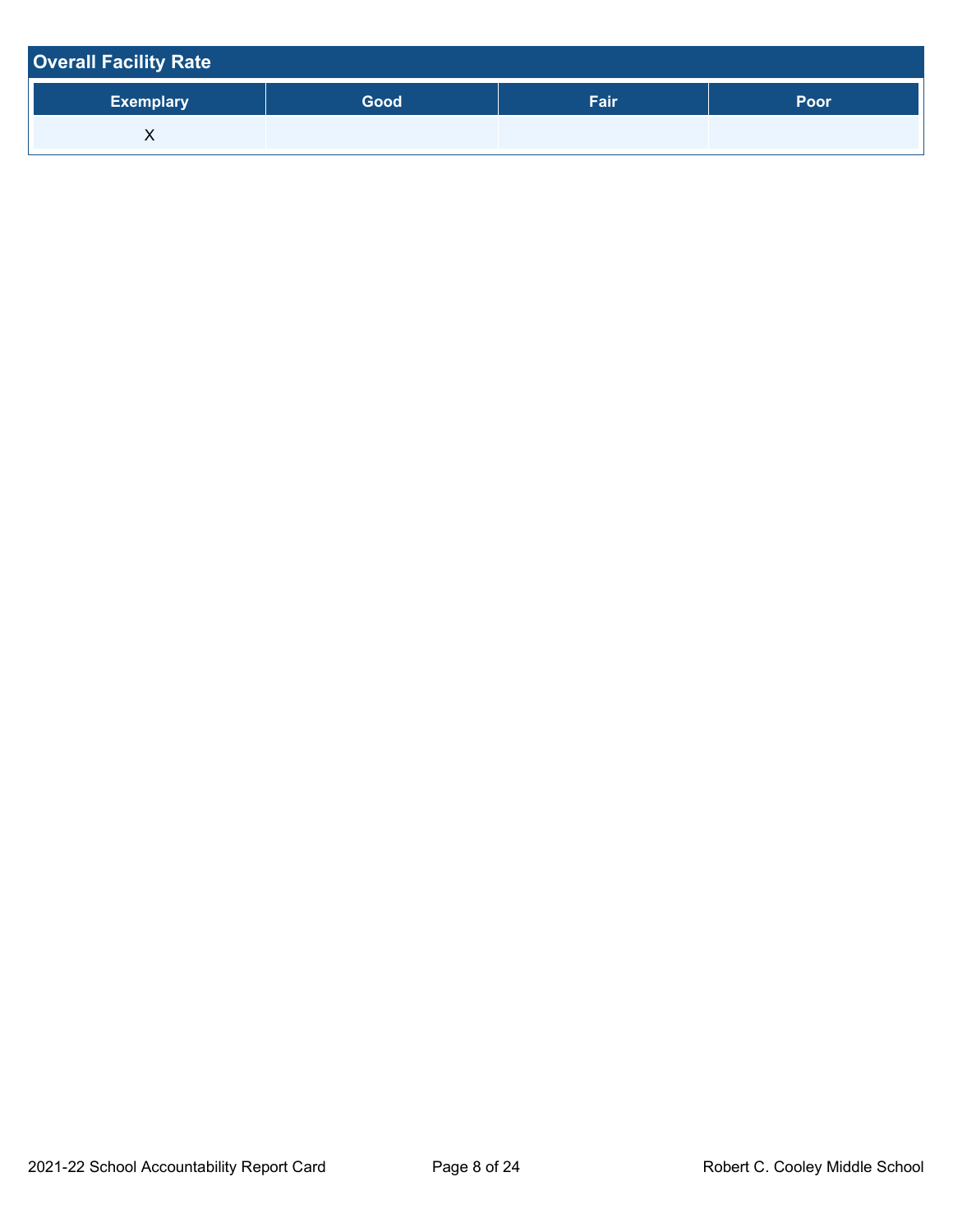## Overall Facility Rate

| Exemplary | Good | Fair | Poor |
|---|---|---|---|
| X | | | |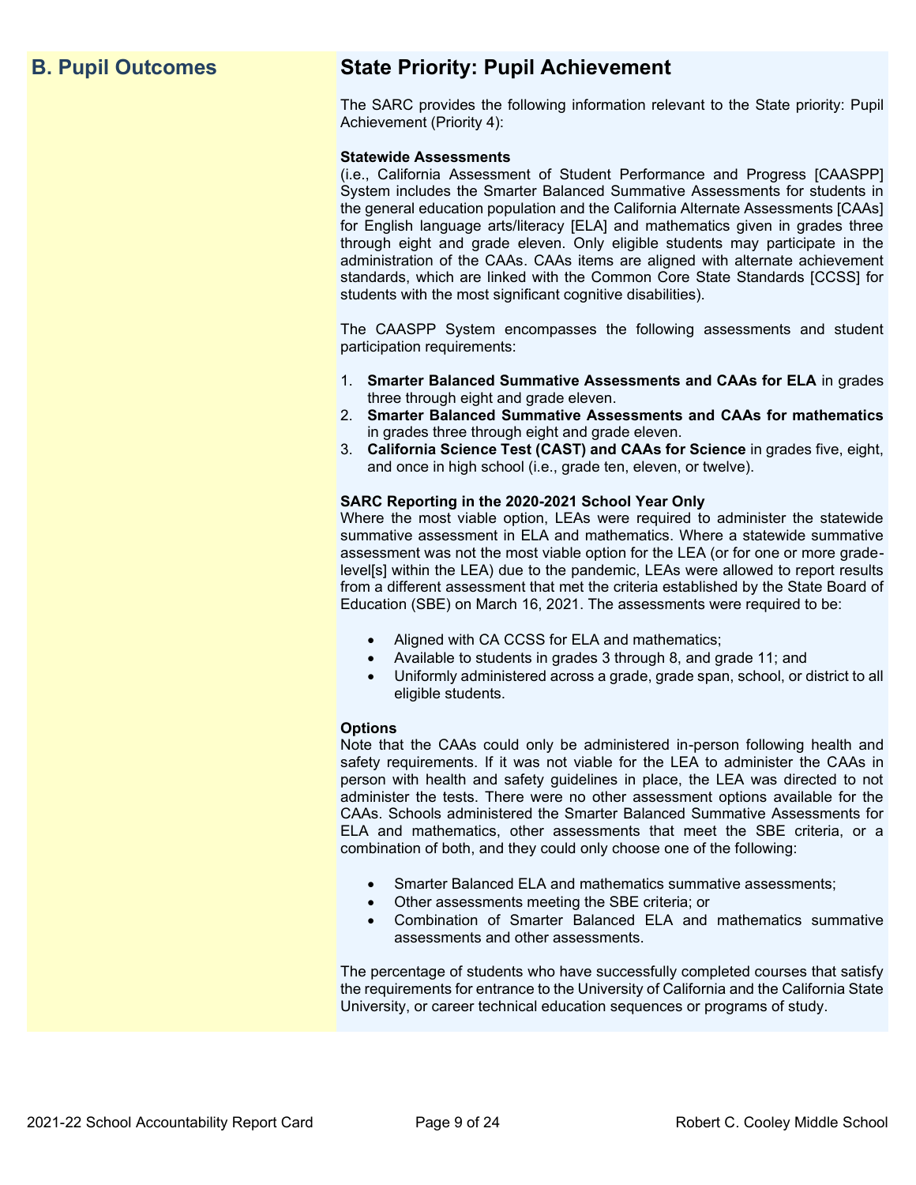## B. Pupil Outcomes

## State Priority: Pupil Achievement

The SARC provides the following information relevant to the State priority: Pupil Achievement (Priority 4):

**Statewide Assessments**
(i.e., California Assessment of Student Performance and Progress [CAASPP] System includes the Smarter Balanced Summative Assessments for students in the general education population and the California Alternate Assessments [CAAs] for English language arts/literacy [ELA] and mathematics given in grades three through eight and grade eleven. Only eligible students may participate in the administration of the CAAs. CAAs items are aligned with alternate achievement standards, which are linked with the Common Core State Standards [CCSS] for students with the most significant cognitive disabilities).

The CAASPP System encompasses the following assessments and student participation requirements:

1. **Smarter Balanced Summative Assessments and CAAs for ELA** in grades three through eight and grade eleven.
2. **Smarter Balanced Summative Assessments and CAAs for mathematics** in grades three through eight and grade eleven.
3. **California Science Test (CAST) and CAAs for Science** in grades five, eight, and once in high school (i.e., grade ten, eleven, or twelve).

**SARC Reporting in the 2020-2021 School Year Only**
Where the most viable option, LEAs were required to administer the statewide summative assessment in ELA and mathematics. Where a statewide summative assessment was not the most viable option for the LEA (or for one or more grade-level[s] within the LEA) due to the pandemic, LEAs were allowed to report results from a different assessment that met the criteria established by the State Board of Education (SBE) on March 16, 2021. The assessments were required to be:

- Aligned with CA CCSS for ELA and mathematics;
- Available to students in grades 3 through 8, and grade 11; and
- Uniformly administered across a grade, grade span, school, or district to all eligible students.

**Options**
Note that the CAAs could only be administered in-person following health and safety requirements. If it was not viable for the LEA to administer the CAAs in person with health and safety guidelines in place, the LEA was directed to not administer the tests. There were no other assessment options available for the CAAs. Schools administered the Smarter Balanced Summative Assessments for ELA and mathematics, other assessments that meet the SBE criteria, or a combination of both, and they could only choose one of the following:

- Smarter Balanced ELA and mathematics summative assessments;
- Other assessments meeting the SBE criteria; or
- Combination of Smarter Balanced ELA and mathematics summative assessments and other assessments.

The percentage of students who have successfully completed courses that satisfy the requirements for entrance to the University of California and the California State University, or career technical education sequences or programs of study.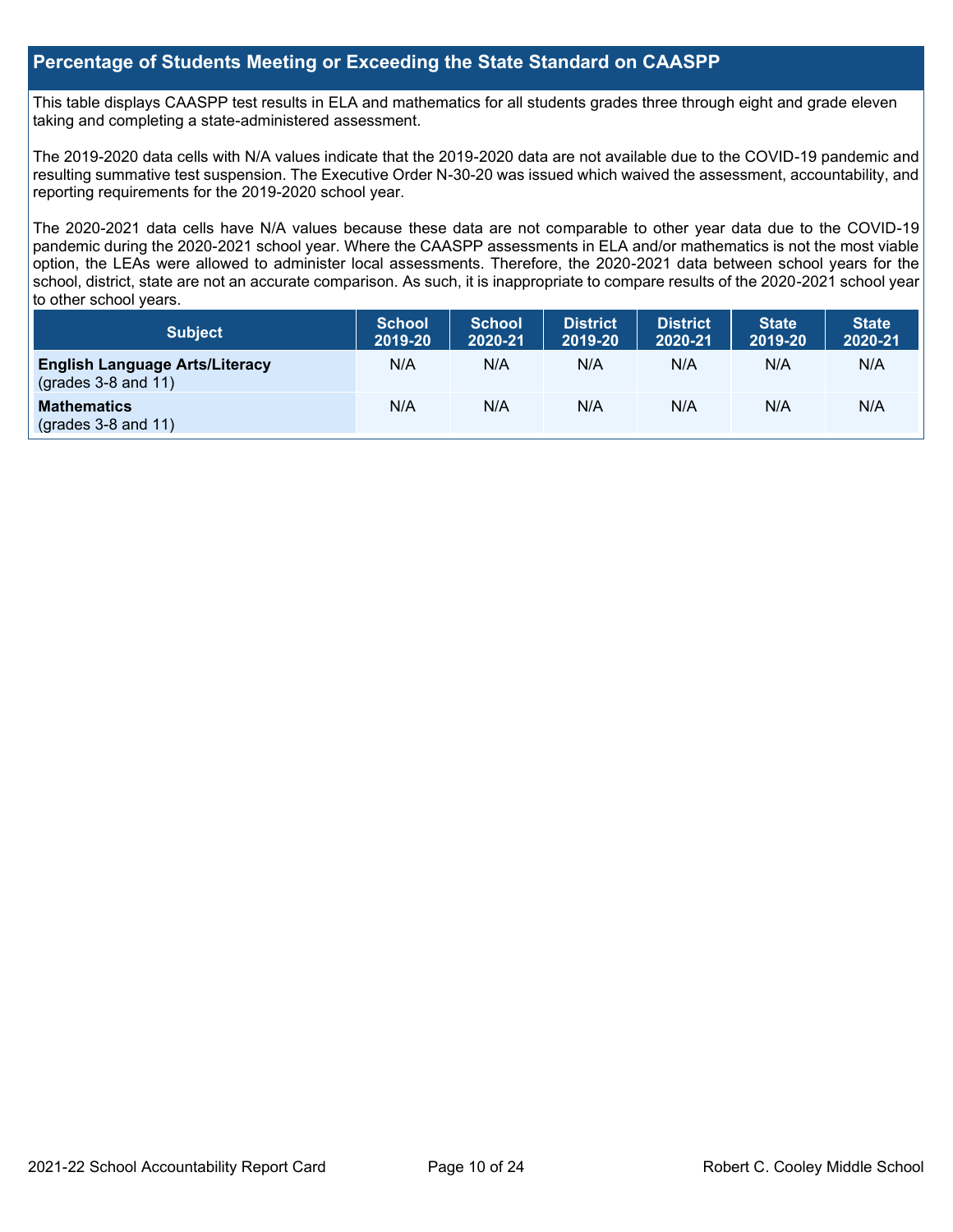## Percentage of Students Meeting or Exceeding the State Standard on CAASPP

This table displays CAASPP test results in ELA and mathematics for all students grades three through eight and grade eleven taking and completing a state-administered assessment.

The 2019-2020 data cells with N/A values indicate that the 2019-2020 data are not available due to the COVID-19 pandemic and resulting summative test suspension. The Executive Order N-30-20 was issued which waived the assessment, accountability, and reporting requirements for the 2019-2020 school year.

The 2020-2021 data cells have N/A values because these data are not comparable to other year data due to the COVID-19 pandemic during the 2020-2021 school year. Where the CAASPP assessments in ELA and/or mathematics is not the most viable option, the LEAs were allowed to administer local assessments. Therefore, the 2020-2021 data between school years for the school, district, state are not an accurate comparison. As such, it is inappropriate to compare results of the 2020-2021 school year to other school years.

| Subject | School 2019-20 | School 2020-21 | District 2019-20 | District 2020-21 | State 2019-20 | State 2020-21 |
|---|---|---|---|---|---|---|
| **English Language Arts/Literacy** (grades 3-8 and 11) | N/A | N/A | N/A | N/A | N/A | N/A |
| **Mathematics** (grades 3-8 and 11) | N/A | N/A | N/A | N/A | N/A | N/A |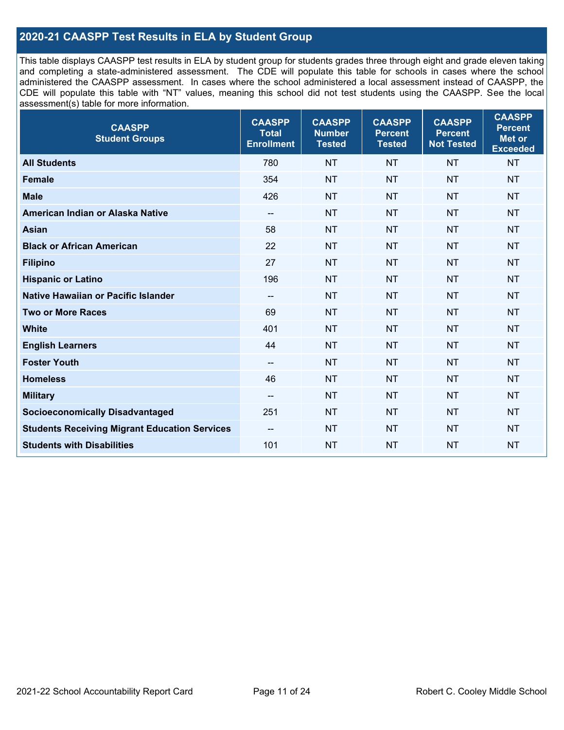## 2020-21 CAASPP Test Results in ELA by Student Group

This table displays CAASPP test results in ELA by student group for students grades three through eight and grade eleven taking and completing a state-administered assessment. The CDE will populate this table for schools in cases where the school administered the CAASPP assessment. In cases where the school administered a local assessment instead of CAASPP, the CDE will populate this table with "NT" values, meaning this school did not test students using the CAASPP. See the local assessment(s) table for more information.

| CAASPP Student Groups | CAASPP Total Enrollment | CAASPP Number Tested | CAASPP Percent Tested | CAASPP Percent Not Tested | CAASPP Percent Met or Exceeded |
|---|---|---|---|---|---|
| **All Students** | 780 | NT | NT | NT | NT |
| **Female** | 354 | NT | NT | NT | NT |
| **Male** | 426 | NT | NT | NT | NT |
| **American Indian or Alaska Native** | -- | NT | NT | NT | NT |
| **Asian** | 58 | NT | NT | NT | NT |
| **Black or African American** | 22 | NT | NT | NT | NT |
| **Filipino** | 27 | NT | NT | NT | NT |
| **Hispanic or Latino** | 196 | NT | NT | NT | NT |
| **Native Hawaiian or Pacific Islander** | -- | NT | NT | NT | NT |
| **Two or More Races** | 69 | NT | NT | NT | NT |
| **White** | 401 | NT | NT | NT | NT |
| **English Learners** | 44 | NT | NT | NT | NT |
| **Foster Youth** | -- | NT | NT | NT | NT |
| **Homeless** | 46 | NT | NT | NT | NT |
| **Military** | -- | NT | NT | NT | NT |
| **Socioeconomically Disadvantaged** | 251 | NT | NT | NT | NT |
| **Students Receiving Migrant Education Services** | -- | NT | NT | NT | NT |
| **Students with Disabilities** | 101 | NT | NT | NT | NT |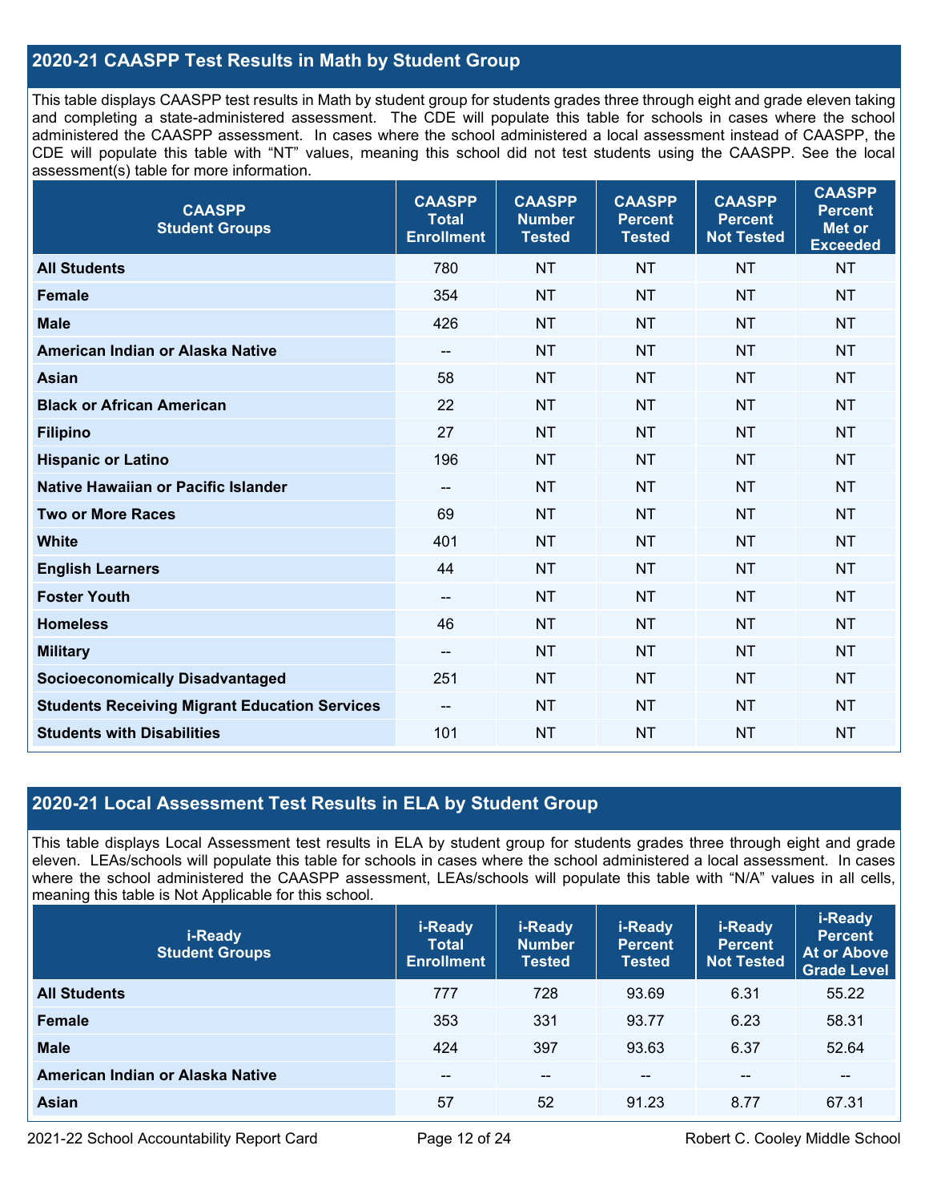## 2020-21 CAASPP Test Results in Math by Student Group

This table displays CAASPP test results in Math by student group for students grades three through eight and grade eleven taking and completing a state-administered assessment. The CDE will populate this table for schools in cases where the school administered the CAASPP assessment. In cases where the school administered a local assessment instead of CAASPP, the CDE will populate this table with "NT" values, meaning this school did not test students using the CAASPP. See the local assessment(s) table for more information.

| CAASPP Student Groups | CAASPP Total Enrollment | CAASPP Number Tested | CAASPP Percent Tested | CAASPP Percent Not Tested | CAASPP Percent Met or Exceeded |
|---|---|---|---|---|---|
| **All Students** | 780 | NT | NT | NT | NT |
| **Female** | 354 | NT | NT | NT | NT |
| **Male** | 426 | NT | NT | NT | NT |
| **American Indian or Alaska Native** | -- | NT | NT | NT | NT |
| **Asian** | 58 | NT | NT | NT | NT |
| **Black or African American** | 22 | NT | NT | NT | NT |
| **Filipino** | 27 | NT | NT | NT | NT |
| **Hispanic or Latino** | 196 | NT | NT | NT | NT |
| **Native Hawaiian or Pacific Islander** | -- | NT | NT | NT | NT |
| **Two or More Races** | 69 | NT | NT | NT | NT |
| **White** | 401 | NT | NT | NT | NT |
| **English Learners** | 44 | NT | NT | NT | NT |
| **Foster Youth** | -- | NT | NT | NT | NT |
| **Homeless** | 46 | NT | NT | NT | NT |
| **Military** | -- | NT | NT | NT | NT |
| **Socioeconomically Disadvantaged** | 251 | NT | NT | NT | NT |
| **Students Receiving Migrant Education Services** | -- | NT | NT | NT | NT |
| **Students with Disabilities** | 101 | NT | NT | NT | NT |

## 2020-21 Local Assessment Test Results in ELA by Student Group

This table displays Local Assessment test results in ELA by student group for students grades three through eight and grade eleven. LEAs/schools will populate this table for schools in cases where the school administered a local assessment. In cases where the school administered the CAASPP assessment, LEAs/schools will populate this table with "N/A" values in all cells, meaning this table is Not Applicable for this school.

| i-Ready Student Groups | i-Ready Total Enrollment | i-Ready Number Tested | i-Ready Percent Tested | i-Ready Percent Not Tested | i-Ready Percent At or Above Grade Level |
|---|---|---|---|---|---|
| **All Students** | 777 | 728 | 93.69 | 6.31 | 55.22 |
| **Female** | 353 | 331 | 93.77 | 6.23 | 58.31 |
| **Male** | 424 | 397 | 93.63 | 6.37 | 52.64 |
| **American Indian or Alaska Native** | -- | -- | -- | -- | -- |
| **Asian** | 57 | 52 | 91.23 | 8.77 | 67.31 |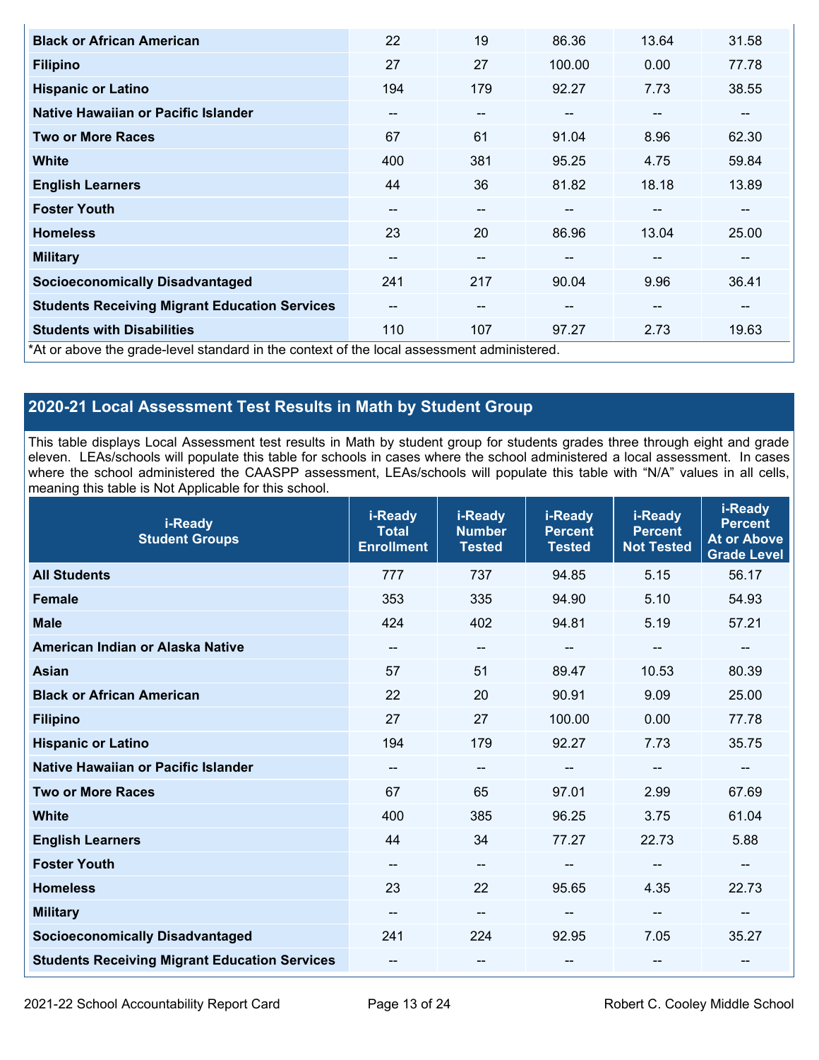| | | | | | |
|---|---|---|---|---|---|
| **Black or African American** | 22 | 19 | 86.36 | 13.64 | 31.58 |
| **Filipino** | 27 | 27 | 100.00 | 0.00 | 77.78 |
| **Hispanic or Latino** | 194 | 179 | 92.27 | 7.73 | 38.55 |
| **Native Hawaiian or Pacific Islander** | -- | -- | -- | -- | -- |
| **Two or More Races** | 67 | 61 | 91.04 | 8.96 | 62.30 |
| **White** | 400 | 381 | 95.25 | 4.75 | 59.84 |
| **English Learners** | 44 | 36 | 81.82 | 18.18 | 13.89 |
| **Foster Youth** | -- | -- | -- | -- | -- |
| **Homeless** | 23 | 20 | 86.96 | 13.04 | 25.00 |
| **Military** | -- | -- | -- | -- | -- |
| **Socioeconomically Disadvantaged** | 241 | 217 | 90.04 | 9.96 | 36.41 |
| **Students Receiving Migrant Education Services** | -- | -- | -- | -- | -- |
| **Students with Disabilities** | 110 | 107 | 97.27 | 2.73 | 19.63 |

*At or above the grade-level standard in the context of the local assessment administered.

## 2020-21 Local Assessment Test Results in Math by Student Group

This table displays Local Assessment test results in Math by student group for students grades three through eight and grade eleven. LEAs/schools will populate this table for schools in cases where the school administered a local assessment. In cases where the school administered the CAASPP assessment, LEAs/schools will populate this table with "N/A" values in all cells, meaning this table is Not Applicable for this school.

| i-Ready Student Groups | i-Ready Total Enrollment | i-Ready Number Tested | i-Ready Percent Tested | i-Ready Percent Not Tested | i-Ready Percent At or Above Grade Level |
|---|---|---|---|---|---|
| **All Students** | 777 | 737 | 94.85 | 5.15 | 56.17 |
| **Female** | 353 | 335 | 94.90 | 5.10 | 54.93 |
| **Male** | 424 | 402 | 94.81 | 5.19 | 57.21 |
| **American Indian or Alaska Native** | -- | -- | -- | -- | -- |
| **Asian** | 57 | 51 | 89.47 | 10.53 | 80.39 |
| **Black or African American** | 22 | 20 | 90.91 | 9.09 | 25.00 |
| **Filipino** | 27 | 27 | 100.00 | 0.00 | 77.78 |
| **Hispanic or Latino** | 194 | 179 | 92.27 | 7.73 | 35.75 |
| **Native Hawaiian or Pacific Islander** | -- | -- | -- | -- | -- |
| **Two or More Races** | 67 | 65 | 97.01 | 2.99 | 67.69 |
| **White** | 400 | 385 | 96.25 | 3.75 | 61.04 |
| **English Learners** | 44 | 34 | 77.27 | 22.73 | 5.88 |
| **Foster Youth** | -- | -- | -- | -- | -- |
| **Homeless** | 23 | 22 | 95.65 | 4.35 | 22.73 |
| **Military** | -- | -- | -- | -- | -- |
| **Socioeconomically Disadvantaged** | 241 | 224 | 92.95 | 7.05 | 35.27 |
| **Students Receiving Migrant Education Services** | -- | -- | -- | -- | -- |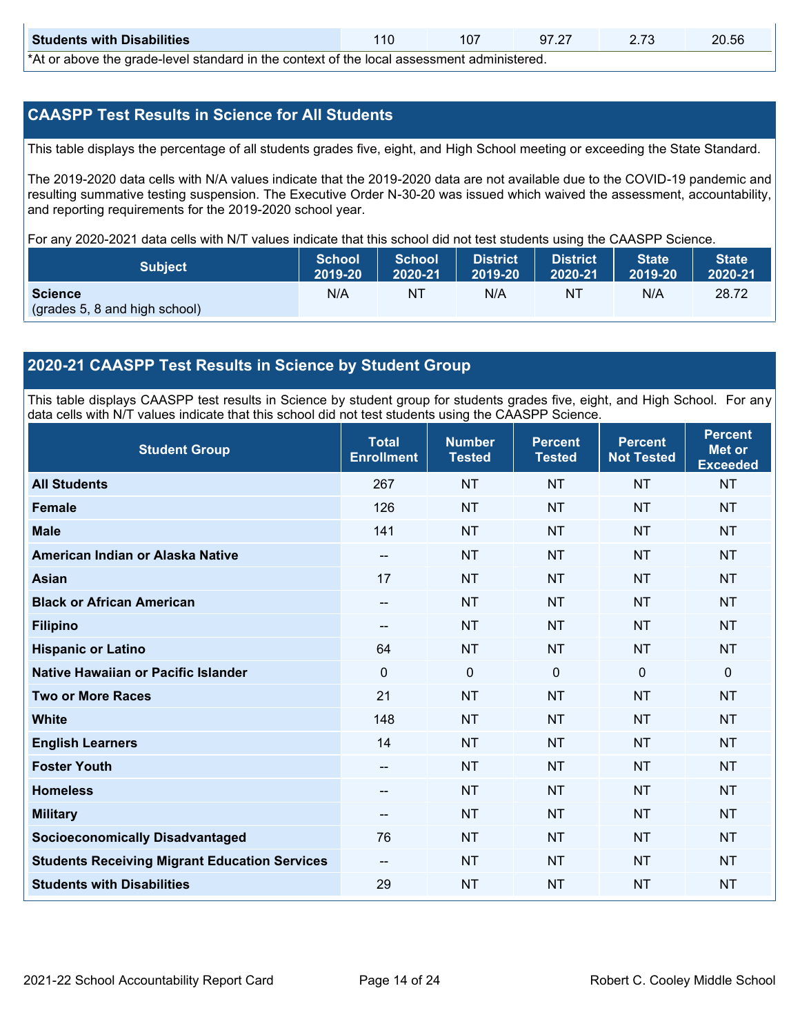| Students with Disabilities | 110 | 107 | 97.27 | 2.73 | 20.56 |
|---|---|---|---|---|---|

*At or above the grade-level standard in the context of the local assessment administered.

## CAASPP Test Results in Science for All Students

This table displays the percentage of all students grades five, eight, and High School meeting or exceeding the State Standard.

The 2019-2020 data cells with N/A values indicate that the 2019-2020 data are not available due to the COVID-19 pandemic and resulting summative testing suspension. The Executive Order N-30-20 was issued which waived the assessment, accountability, and reporting requirements for the 2019-2020 school year.

For any 2020-2021 data cells with N/T values indicate that this school did not test students using the CAASPP Science.

| Subject | School 2019-20 | School 2020-21 | District 2019-20 | District 2020-21 | State 2019-20 | State 2020-21 |
|---|---|---|---|---|---|---|
| **Science** (grades 5, 8 and high school) | N/A | NT | N/A | NT | N/A | 28.72 |

## 2020-21 CAASPP Test Results in Science by Student Group

This table displays CAASPP test results in Science by student group for students grades five, eight, and High School. For any data cells with N/T values indicate that this school did not test students using the CAASPP Science.

| Student Group | Total Enrollment | Number Tested | Percent Tested | Percent Not Tested | Percent Met or Exceeded |
|---|---|---|---|---|---|
| **All Students** | 267 | NT | NT | NT | NT |
| **Female** | 126 | NT | NT | NT | NT |
| **Male** | 141 | NT | NT | NT | NT |
| **American Indian or Alaska Native** | -- | NT | NT | NT | NT |
| **Asian** | 17 | NT | NT | NT | NT |
| **Black or African American** | -- | NT | NT | NT | NT |
| **Filipino** | -- | NT | NT | NT | NT |
| **Hispanic or Latino** | 64 | NT | NT | NT | NT |
| **Native Hawaiian or Pacific Islander** | 0 | 0 | 0 | 0 | 0 |
| **Two or More Races** | 21 | NT | NT | NT | NT |
| **White** | 148 | NT | NT | NT | NT |
| **English Learners** | 14 | NT | NT | NT | NT |
| **Foster Youth** | -- | NT | NT | NT | NT |
| **Homeless** | -- | NT | NT | NT | NT |
| **Military** | -- | NT | NT | NT | NT |
| **Socioeconomically Disadvantaged** | 76 | NT | NT | NT | NT |
| **Students Receiving Migrant Education Services** | -- | NT | NT | NT | NT |
| **Students with Disabilities** | 29 | NT | NT | NT | NT |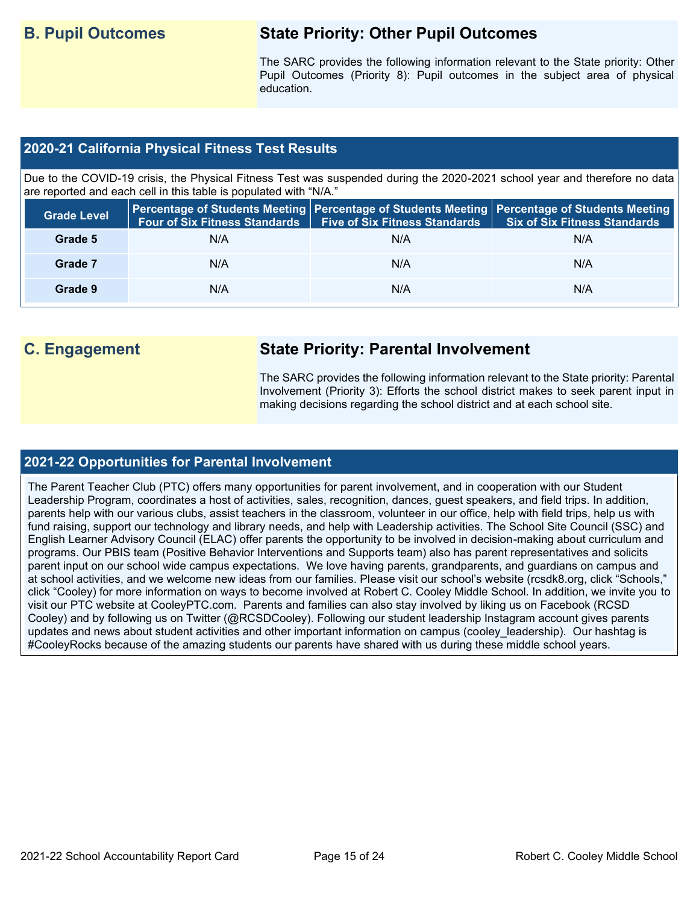## B. Pupil Outcomes

### State Priority: Other Pupil Outcomes

The SARC provides the following information relevant to the State priority: Other Pupil Outcomes (Priority 8): Pupil outcomes in the subject area of physical education.

### 2020-21 California Physical Fitness Test Results

Due to the COVID-19 crisis, the Physical Fitness Test was suspended during the 2020-2021 school year and therefore no data are reported and each cell in this table is populated with "N/A."

| Grade Level | Percentage of Students Meeting Four of Six Fitness Standards | Percentage of Students Meeting Five of Six Fitness Standards | Percentage of Students Meeting Six of Six Fitness Standards |
|---|---|---|---|
| Grade 5 | N/A | N/A | N/A |
| Grade 7 | N/A | N/A | N/A |
| Grade 9 | N/A | N/A | N/A |

## C. Engagement

### State Priority: Parental Involvement

The SARC provides the following information relevant to the State priority: Parental Involvement (Priority 3): Efforts the school district makes to seek parent input in making decisions regarding the school district and at each school site.

### 2021-22 Opportunities for Parental Involvement

The Parent Teacher Club (PTC) offers many opportunities for parent involvement, and in cooperation with our Student Leadership Program, coordinates a host of activities, sales, recognition, dances, guest speakers, and field trips. In addition, parents help with our various clubs, assist teachers in the classroom, volunteer in our office, help with field trips, help us with fund raising, support our technology and library needs, and help with Leadership activities. The School Site Council (SSC) and English Learner Advisory Council (ELAC) offer parents the opportunity to be involved in decision-making about curriculum and programs. Our PBIS team (Positive Behavior Interventions and Supports team) also has parent representatives and solicits parent input on our school wide campus expectations. We love having parents, grandparents, and guardians on campus and at school activities, and we welcome new ideas from our families. Please visit our school's website (rcsdk8.org, click "Schools," click "Cooley") for more information on ways to become involved at Robert C. Cooley Middle School. In addition, we invite you to visit our PTC website at CooleyPTC.com. Parents and families can also stay involved by liking us on Facebook (RCSD Cooley) and by following us on Twitter (@RCSDCooley). Following our student leadership Instagram account gives parents updates and news about student activities and other important information on campus (cooley_leadership). Our hashtag is #CooleyRocks because of the amazing students our parents have shared with us during these middle school years.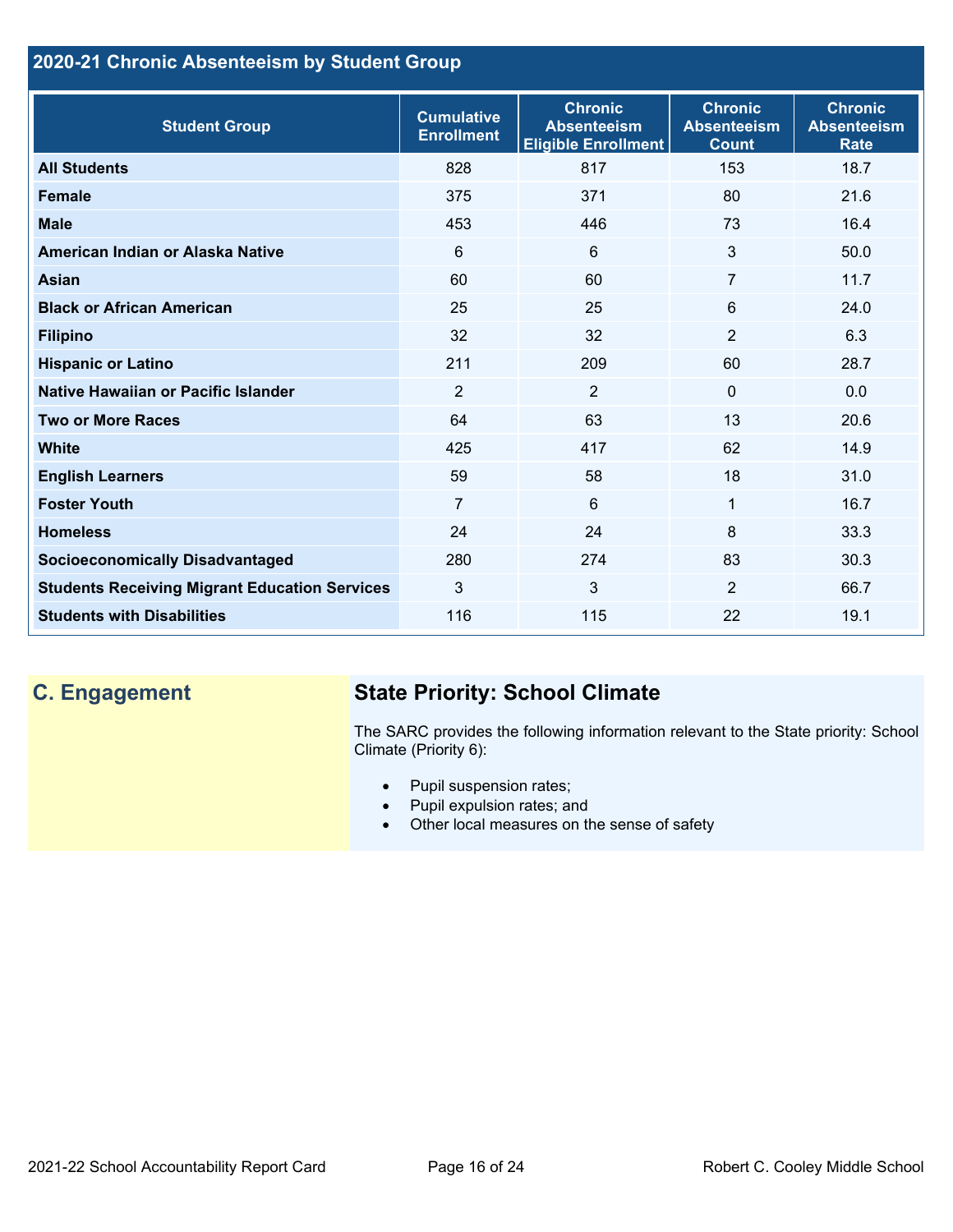## 2020-21 Chronic Absenteeism by Student Group

| Student Group | Cumulative Enrollment | Chronic Absenteeism Eligible Enrollment | Chronic Absenteeism Count | Chronic Absenteeism Rate |
|---|---|---|---|---|
| **All Students** | 828 | 817 | 153 | 18.7 |
| **Female** | 375 | 371 | 80 | 21.6 |
| **Male** | 453 | 446 | 73 | 16.4 |
| **American Indian or Alaska Native** | 6 | 6 | 3 | 50.0 |
| **Asian** | 60 | 60 | 7 | 11.7 |
| **Black or African American** | 25 | 25 | 6 | 24.0 |
| **Filipino** | 32 | 32 | 2 | 6.3 |
| **Hispanic or Latino** | 211 | 209 | 60 | 28.7 |
| **Native Hawaiian or Pacific Islander** | 2 | 2 | 0 | 0.0 |
| **Two or More Races** | 64 | 63 | 13 | 20.6 |
| **White** | 425 | 417 | 62 | 14.9 |
| **English Learners** | 59 | 58 | 18 | 31.0 |
| **Foster Youth** | 7 | 6 | 1 | 16.7 |
| **Homeless** | 24 | 24 | 8 | 33.3 |
| **Socioeconomically Disadvantaged** | 280 | 274 | 83 | 30.3 |
| **Students Receiving Migrant Education Services** | 3 | 3 | 2 | 66.7 |
| **Students with Disabilities** | 116 | 115 | 22 | 19.1 |

## C. Engagement

### State Priority: School Climate

The SARC provides the following information relevant to the State priority: School Climate (Priority 6):

- Pupil suspension rates;
- Pupil expulsion rates; and
- Other local measures on the sense of safety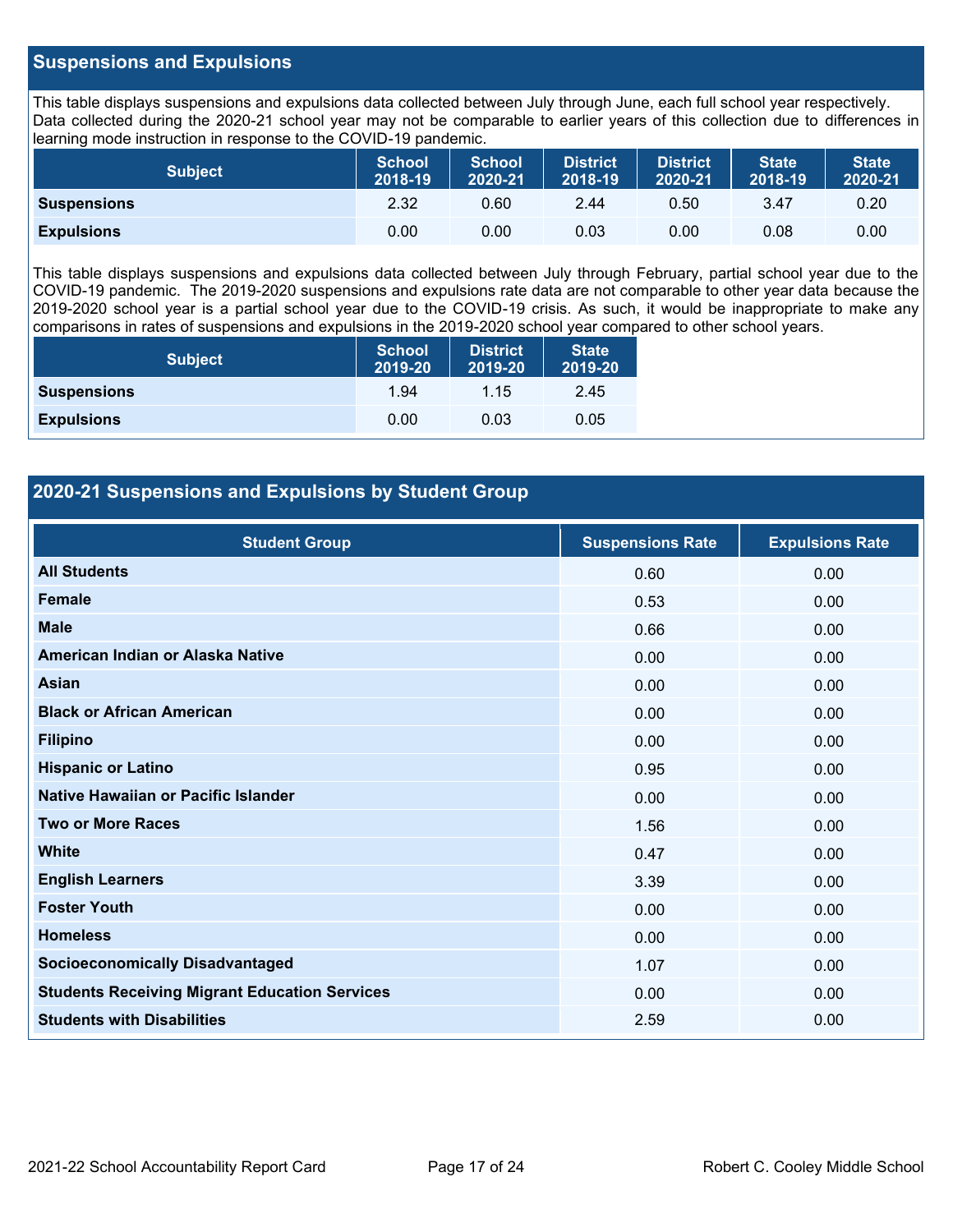## Suspensions and Expulsions

This table displays suspensions and expulsions data collected between July through June, each full school year respectively. Data collected during the 2020-21 school year may not be comparable to earlier years of this collection due to differences in learning mode instruction in response to the COVID-19 pandemic.

| Subject | School 2018-19 | School 2020-21 | District 2018-19 | District 2020-21 | State 2018-19 | State 2020-21 |
|---|---|---|---|---|---|---|
| **Suspensions** | 2.32 | 0.60 | 2.44 | 0.50 | 3.47 | 0.20 |
| **Expulsions** | 0.00 | 0.00 | 0.03 | 0.00 | 0.08 | 0.00 |

This table displays suspensions and expulsions data collected between July through February, partial school year due to the COVID-19 pandemic. The 2019-2020 suspensions and expulsions rate data are not comparable to other year data because the 2019-2020 school year is a partial school year due to the COVID-19 crisis. As such, it would be inappropriate to make any comparisons in rates of suspensions and expulsions in the 2019-2020 school year compared to other school years.

| Subject | School 2019-20 | District 2019-20 | State 2019-20 |
|---|---|---|---|
| **Suspensions** | 1.94 | 1.15 | 2.45 |
| **Expulsions** | 0.00 | 0.03 | 0.05 |

## 2020-21 Suspensions and Expulsions by Student Group

| Student Group | Suspensions Rate | Expulsions Rate |
|---|---|---|
| **All Students** | 0.60 | 0.00 |
| **Female** | 0.53 | 0.00 |
| **Male** | 0.66 | 0.00 |
| **American Indian or Alaska Native** | 0.00 | 0.00 |
| **Asian** | 0.00 | 0.00 |
| **Black or African American** | 0.00 | 0.00 |
| **Filipino** | 0.00 | 0.00 |
| **Hispanic or Latino** | 0.95 | 0.00 |
| **Native Hawaiian or Pacific Islander** | 0.00 | 0.00 |
| **Two or More Races** | 1.56 | 0.00 |
| **White** | 0.47 | 0.00 |
| **English Learners** | 3.39 | 0.00 |
| **Foster Youth** | 0.00 | 0.00 |
| **Homeless** | 0.00 | 0.00 |
| **Socioeconomically Disadvantaged** | 1.07 | 0.00 |
| **Students Receiving Migrant Education Services** | 0.00 | 0.00 |
| **Students with Disabilities** | 2.59 | 0.00 |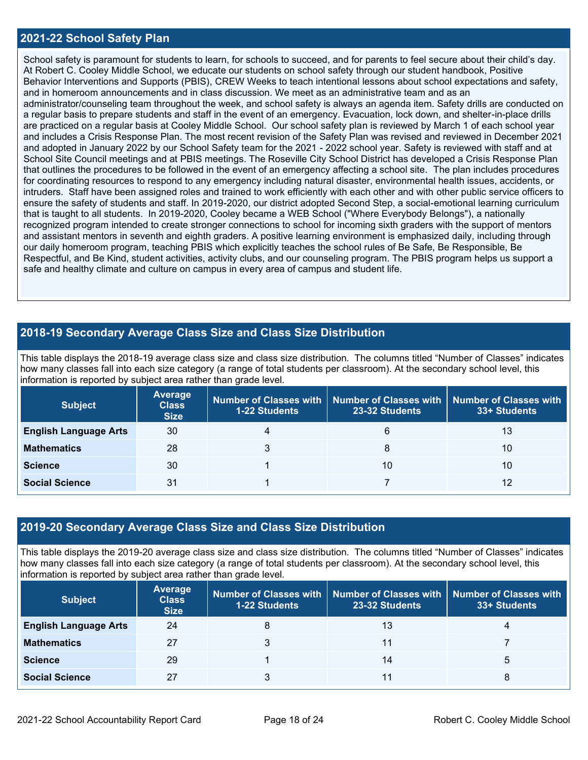## 2021-22 School Safety Plan

School safety is paramount for students to learn, for schools to succeed, and for parents to feel secure about their child's day. At Robert C. Cooley Middle School, we educate our students on school safety through our student handbook, Positive Behavior Interventions and Supports (PBIS), CREW Weeks to teach intentional lessons about school expectations and safety, and in homeroom announcements and in class discussion. We meet as an administrative team and as an administrator/counseling team throughout the week, and school safety is always an agenda item. Safety drills are conducted on a regular basis to prepare students and staff in the event of an emergency. Evacuation, lock down, and shelter-in-place drills are practiced on a regular basis at Cooley Middle School. Our school safety plan is reviewed by March 1 of each school year and includes a Crisis Response Plan. The most recent revision of the Safety Plan was revised and reviewed in December 2021 and adopted in January 2022 by our School Safety team for the 2021 - 2022 school year. Safety is reviewed with staff and at School Site Council meetings and at PBIS meetings. The Roseville City School District has developed a Crisis Response Plan that outlines the procedures to be followed in the event of an emergency affecting a school site. The plan includes procedures for coordinating resources to respond to any emergency including natural disaster, environmental health issues, accidents, or intruders. Staff have been assigned roles and trained to work efficiently with each other and with other public service officers to ensure the safety of students and staff. In 2019-2020, our district adopted Second Step, a social-emotional learning curriculum that is taught to all students. In 2019-2020, Cooley became a WEB School ("Where Everybody Belongs"), a nationally recognized program intended to create stronger connections to school for incoming sixth graders with the support of mentors and assistant mentors in seventh and eighth graders. A positive learning environment is emphasized daily, including through our daily homeroom program, teaching PBIS which explicitly teaches the school rules of Be Safe, Be Responsible, Be Respectful, and Be Kind, student activities, activity clubs, and our counseling program. The PBIS program helps us support a safe and healthy climate and culture on campus in every area of campus and student life.

## 2018-19 Secondary Average Class Size and Class Size Distribution

This table displays the 2018-19 average class size and class size distribution. The columns titled "Number of Classes" indicates how many classes fall into each size category (a range of total students per classroom). At the secondary school level, this information is reported by subject area rather than grade level.

| Subject | Average Class Size | Number of Classes with 1-22 Students | Number of Classes with 23-32 Students | Number of Classes with 33+ Students |
|---|---|---|---|---|
| **English Language Arts** | 30 | 4 | 6 | 13 |
| **Mathematics** | 28 | 3 | 8 | 10 |
| **Science** | 30 | 1 | 10 | 10 |
| **Social Science** | 31 | 1 | 7 | 12 |

## 2019-20 Secondary Average Class Size and Class Size Distribution

This table displays the 2019-20 average class size and class size distribution. The columns titled "Number of Classes" indicates how many classes fall into each size category (a range of total students per classroom). At the secondary school level, this information is reported by subject area rather than grade level.

| Subject | Average Class Size | Number of Classes with 1-22 Students | Number of Classes with 23-32 Students | Number of Classes with 33+ Students |
|---|---|---|---|---|
| **English Language Arts** | 24 | 8 | 13 | 4 |
| **Mathematics** | 27 | 3 | 11 | 7 |
| **Science** | 29 | 1 | 14 | 5 |
| **Social Science** | 27 | 3 | 11 | 8 |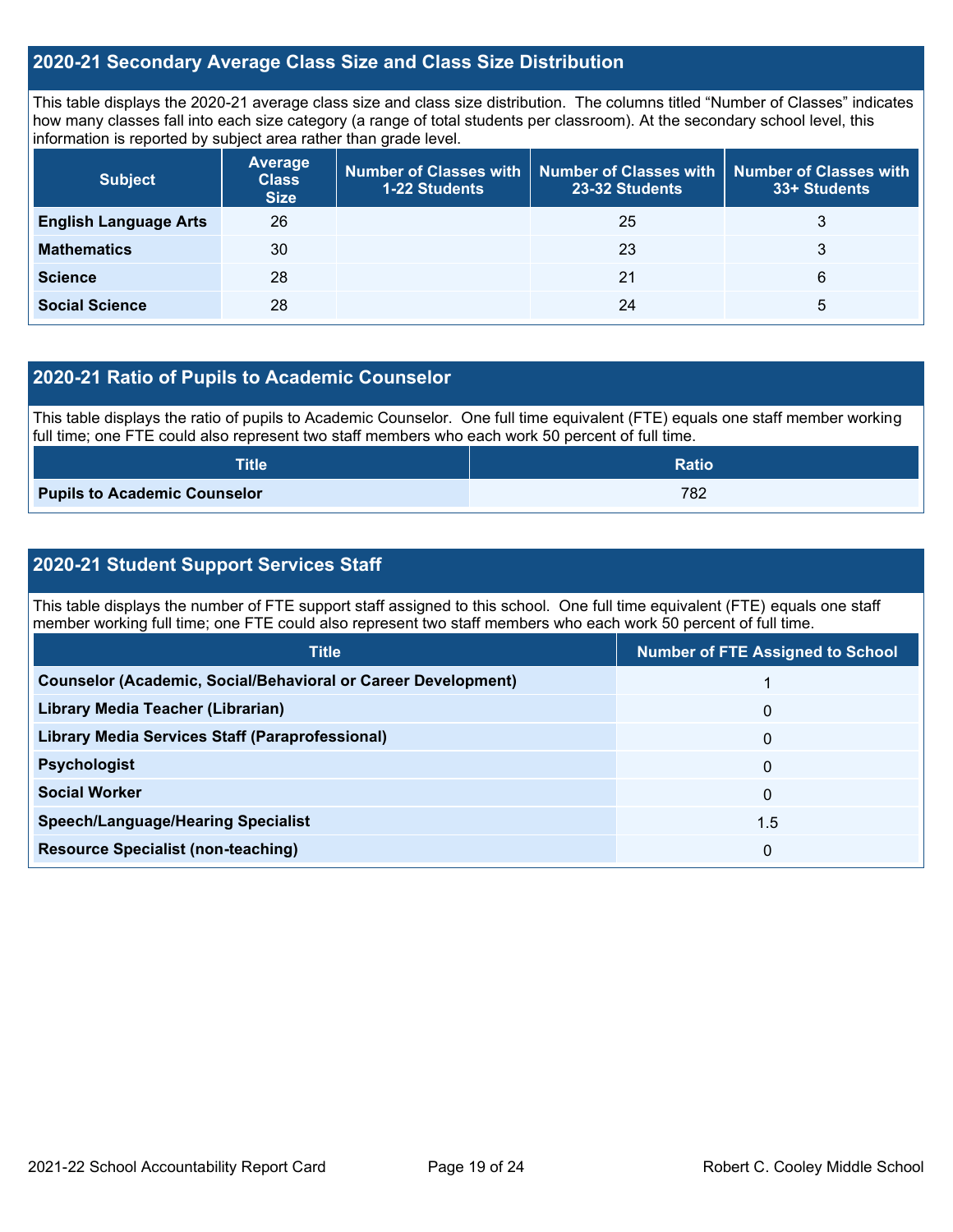## 2020-21 Secondary Average Class Size and Class Size Distribution

This table displays the 2020-21 average class size and class size distribution. The columns titled "Number of Classes" indicates how many classes fall into each size category (a range of total students per classroom). At the secondary school level, this information is reported by subject area rather than grade level.

| Subject | Average Class Size | Number of Classes with 1-22 Students | Number of Classes with 23-32 Students | Number of Classes with 33+ Students |
|---|---|---|---|---|
| **English Language Arts** | 26 | | 25 | 3 |
| **Mathematics** | 30 | | 23 | 3 |
| **Science** | 28 | | 21 | 6 |
| **Social Science** | 28 | | 24 | 5 |

## 2020-21 Ratio of Pupils to Academic Counselor

This table displays the ratio of pupils to Academic Counselor. One full time equivalent (FTE) equals one staff member working full time; one FTE could also represent two staff members who each work 50 percent of full time.

| Title | Ratio |
|---|---|
| **Pupils to Academic Counselor** | 782 |

## 2020-21 Student Support Services Staff

This table displays the number of FTE support staff assigned to this school. One full time equivalent (FTE) equals one staff member working full time; one FTE could also represent two staff members who each work 50 percent of full time.

| Title | Number of FTE Assigned to School |
|---|---|
| **Counselor (Academic, Social/Behavioral or Career Development)** | 1 |
| **Library Media Teacher (Librarian)** | 0 |
| **Library Media Services Staff (Paraprofessional)** | 0 |
| **Psychologist** | 0 |
| **Social Worker** | 0 |
| **Speech/Language/Hearing Specialist** | 1.5 |
| **Resource Specialist (non-teaching)** | 0 |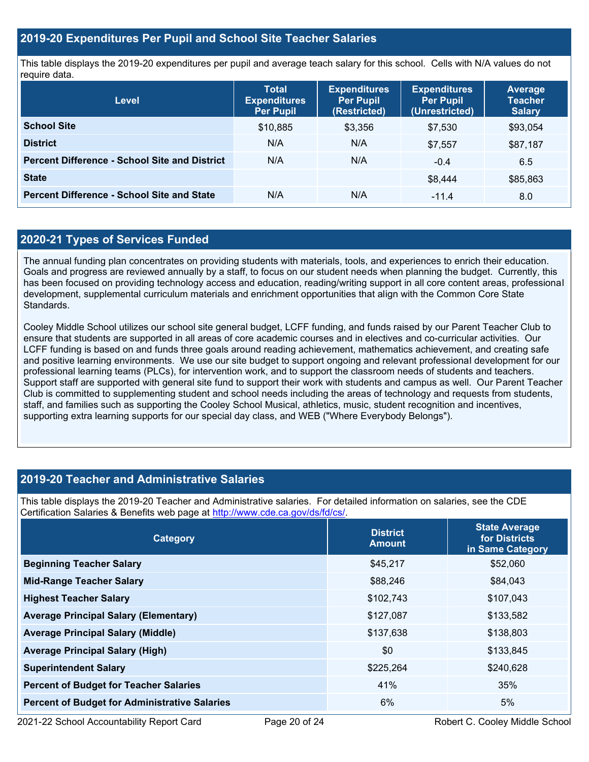## 2019-20 Expenditures Per Pupil and School Site Teacher Salaries

This table displays the 2019-20 expenditures per pupil and average teach salary for this school. Cells with N/A values do not require data.

| Level | Total Expenditures Per Pupil | Expenditures Per Pupil (Restricted) | Expenditures Per Pupil (Unrestricted) | Average Teacher Salary |
|---|---|---|---|---|
| **School Site** | $10,885 | $3,356 | $7,530 | $93,054 |
| **District** | N/A | N/A | $7,557 | $87,187 |
| **Percent Difference - School Site and District** | N/A | N/A | -0.4 | 6.5 |
| **State** | | | $8,444 | $85,863 |
| **Percent Difference - School Site and State** | N/A | N/A | -11.4 | 8.0 |

## 2020-21 Types of Services Funded

The annual funding plan concentrates on providing students with materials, tools, and experiences to enrich their education. Goals and progress are reviewed annually by a staff, to focus on our student needs when planning the budget. Currently, this has been focused on providing technology access and education, reading/writing support in all core content areas, professional development, supplemental curriculum materials and enrichment opportunities that align with the Common Core State Standards.

Cooley Middle School utilizes our school site general budget, LCFF funding, and funds raised by our Parent Teacher Club to ensure that students are supported in all areas of core academic courses and in electives and co-curricular activities. Our LCFF funding is based on and funds three goals around reading achievement, mathematics achievement, and creating safe and positive learning environments. We use our site budget to support ongoing and relevant professional development for our professional learning teams (PLCs), for intervention work, and to support the classroom needs of students and teachers. Support staff are supported with general site fund to support their work with students and campus as well. Our Parent Teacher Club is committed to supplementing student and school needs including the areas of technology and requests from students, staff, and families such as supporting the Cooley School Musical, athletics, music, student recognition and incentives, supporting extra learning supports for our special day class, and WEB ("Where Everybody Belongs").

## 2019-20 Teacher and Administrative Salaries

This table displays the 2019-20 Teacher and Administrative salaries. For detailed information on salaries, see the CDE Certification Salaries & Benefits web page at http://www.cde.ca.gov/ds/fd/cs/.

| Category | District Amount | State Average for Districts in Same Category |
|---|---|---|
| **Beginning Teacher Salary** | $45,217 | $52,060 |
| **Mid-Range Teacher Salary** | $88,246 | $84,043 |
| **Highest Teacher Salary** | $102,743 | $107,043 |
| **Average Principal Salary (Elementary)** | $127,087 | $133,582 |
| **Average Principal Salary (Middle)** | $137,638 | $138,803 |
| **Average Principal Salary (High)** | $0 | $133,845 |
| **Superintendent Salary** | $225,264 | $240,628 |
| **Percent of Budget for Teacher Salaries** | 41% | 35% |
| **Percent of Budget for Administrative Salaries** | 6% | 5% |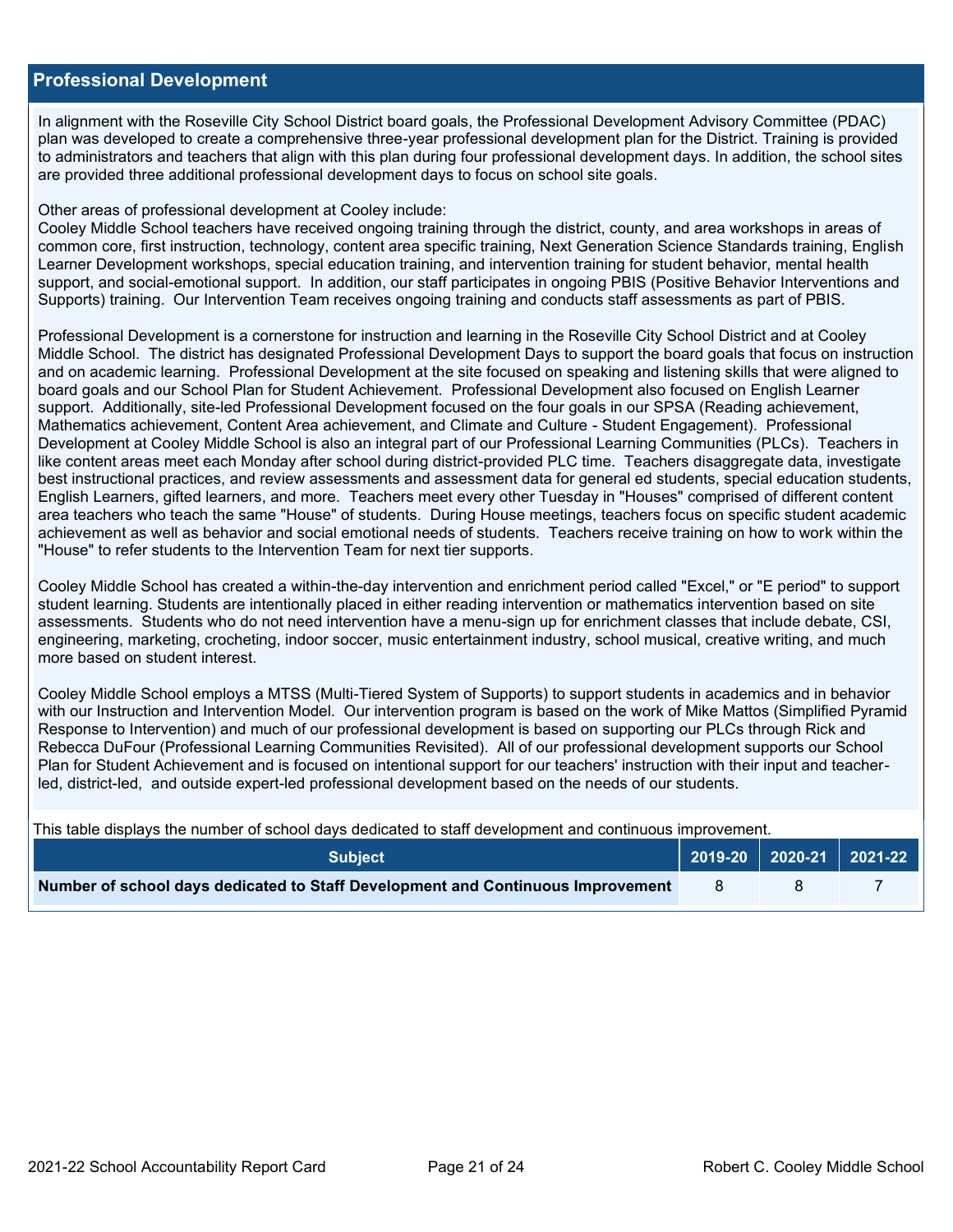## Professional Development

In alignment with the Roseville City School District board goals, the Professional Development Advisory Committee (PDAC) plan was developed to create a comprehensive three-year professional development plan for the District. Training is provided to administrators and teachers that align with this plan during four professional development days. In addition, the school sites are provided three additional professional development days to focus on school site goals.

Other areas of professional development at Cooley include:
Cooley Middle School teachers have received ongoing training through the district, county, and area workshops in areas of common core, first instruction, technology, content area specific training, Next Generation Science Standards training, English Learner Development workshops, special education training, and intervention training for student behavior, mental health support, and social-emotional support. In addition, our staff participates in ongoing PBIS (Positive Behavior Interventions and Supports) training. Our Intervention Team receives ongoing training and conducts staff assessments as part of PBIS.

Professional Development is a cornerstone for instruction and learning in the Roseville City School District and at Cooley Middle School. The district has designated Professional Development Days to support the board goals that focus on instruction and on academic learning. Professional Development at the site focused on speaking and listening skills that were aligned to board goals and our School Plan for Student Achievement. Professional Development also focused on English Learner support. Additionally, site-led Professional Development focused on the four goals in our SPSA (Reading achievement, Mathematics achievement, Content Area achievement, and Climate and Culture - Student Engagement). Professional Development at Cooley Middle School is also an integral part of our Professional Learning Communities (PLCs). Teachers in like content areas meet each Monday after school during district-provided PLC time. Teachers disaggregate data, investigate best instructional practices, and review assessments and assessment data for general ed students, special education students, English Learners, gifted learners, and more. Teachers meet every other Tuesday in "Houses" comprised of different content area teachers who teach the same "House" of students. During House meetings, teachers focus on specific student academic achievement as well as behavior and social emotional needs of students. Teachers receive training on how to work within the "House" to refer students to the Intervention Team for next tier supports.

Cooley Middle School has created a within-the-day intervention and enrichment period called "Excel," or "E period" to support student learning. Students are intentionally placed in either reading intervention or mathematics intervention based on site assessments. Students who do not need intervention have a menu-sign up for enrichment classes that include debate, CSI, engineering, marketing, crocheting, indoor soccer, music entertainment industry, school musical, creative writing, and much more based on student interest.

Cooley Middle School employs a MTSS (Multi-Tiered System of Supports) to support students in academics and in behavior with our Instruction and Intervention Model. Our intervention program is based on the work of Mike Mattos (Simplified Pyramid Response to Intervention) and much of our professional development is based on supporting our PLCs through Rick and Rebecca DuFour (Professional Learning Communities Revisited). All of our professional development supports our School Plan for Student Achievement and is focused on intentional support for our teachers' instruction with their input and teacher-led, district-led, and outside expert-led professional development based on the needs of our students.

This table displays the number of school days dedicated to staff development and continuous improvement.

| Subject | 2019-20 | 2020-21 | 2021-22 |
|---|---|---|---|
| **Number of school days dedicated to Staff Development and Continuous Improvement** | 8 | 8 | 7 |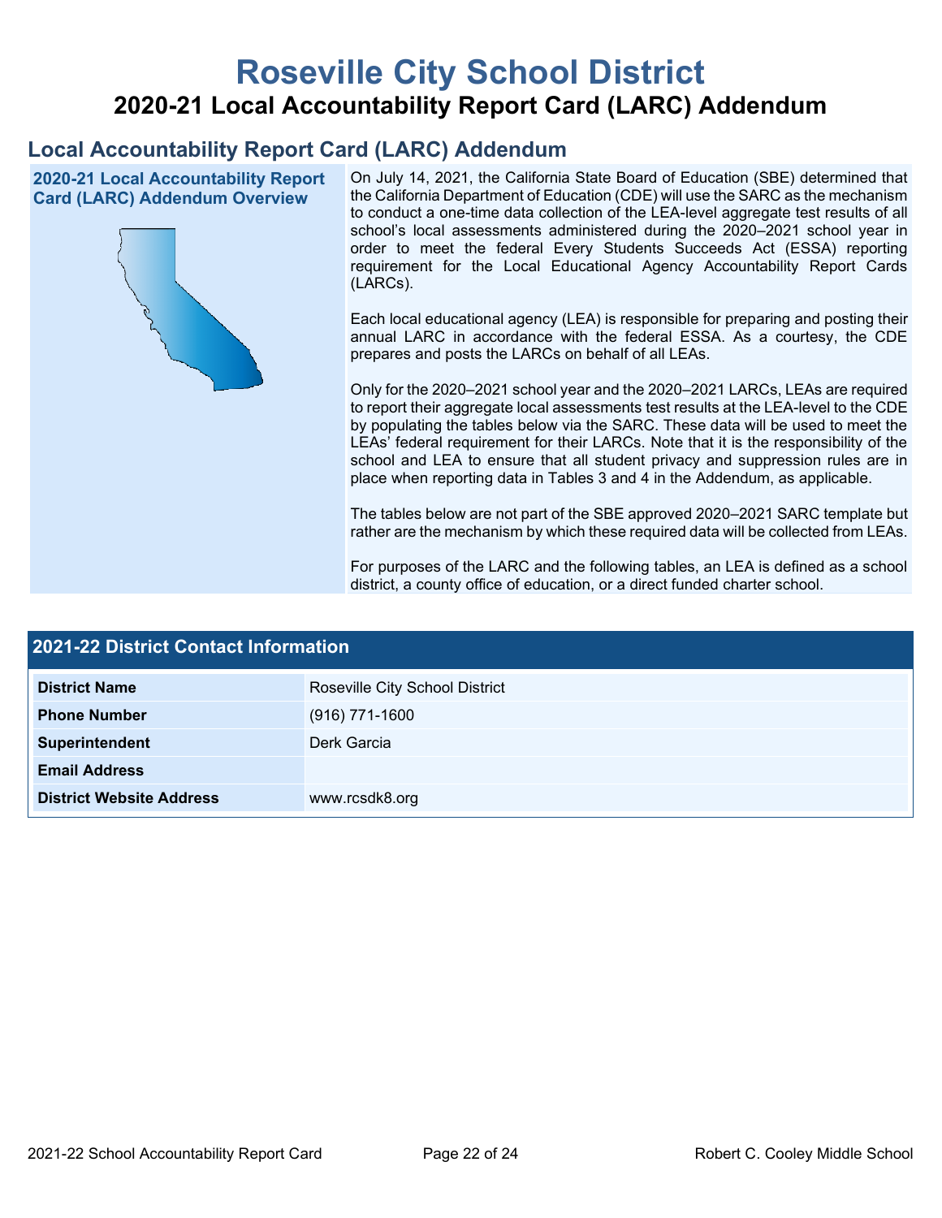# Roseville City School District

## 2020-21 Local Accountability Report Card (LARC) Addendum

## Local Accountability Report Card (LARC) Addendum

### 2020-21 Local Accountability Report Card (LARC) Addendum Overview

On July 14, 2021, the California State Board of Education (SBE) determined that the California Department of Education (CDE) will use the SARC as the mechanism to conduct a one-time data collection of the LEA-level aggregate test results of all school's local assessments administered during the 2020–2021 school year in order to meet the federal Every Students Succeeds Act (ESSA) reporting requirement for the Local Educational Agency Accountability Report Cards (LARCs).

Each local educational agency (LEA) is responsible for preparing and posting their annual LARC in accordance with the federal ESSA. As a courtesy, the CDE prepares and posts the LARCs on behalf of all LEAs.

Only for the 2020–2021 school year and the 2020–2021 LARCs, LEAs are required to report their aggregate local assessments test results at the LEA-level to the CDE by populating the tables below via the SARC. These data will be used to meet the LEAs' federal requirement for their LARCs. Note that it is the responsibility of the school and LEA to ensure that all student privacy and suppression rules are in place when reporting data in Tables 3 and 4 in the Addendum, as applicable.

The tables below are not part of the SBE approved 2020–2021 SARC template but rather are the mechanism by which these required data will be collected from LEAs.

For purposes of the LARC and the following tables, an LEA is defined as a school district, a county office of education, or a direct funded charter school.

| 2021-22 District Contact Information | |
|---|---|
| **District Name** | Roseville City School District |
| **Phone Number** | (916) 771-1600 |
| **Superintendent** | Derk Garcia |
| **Email Address** | |
| **District Website Address** | www.rcsdk8.org |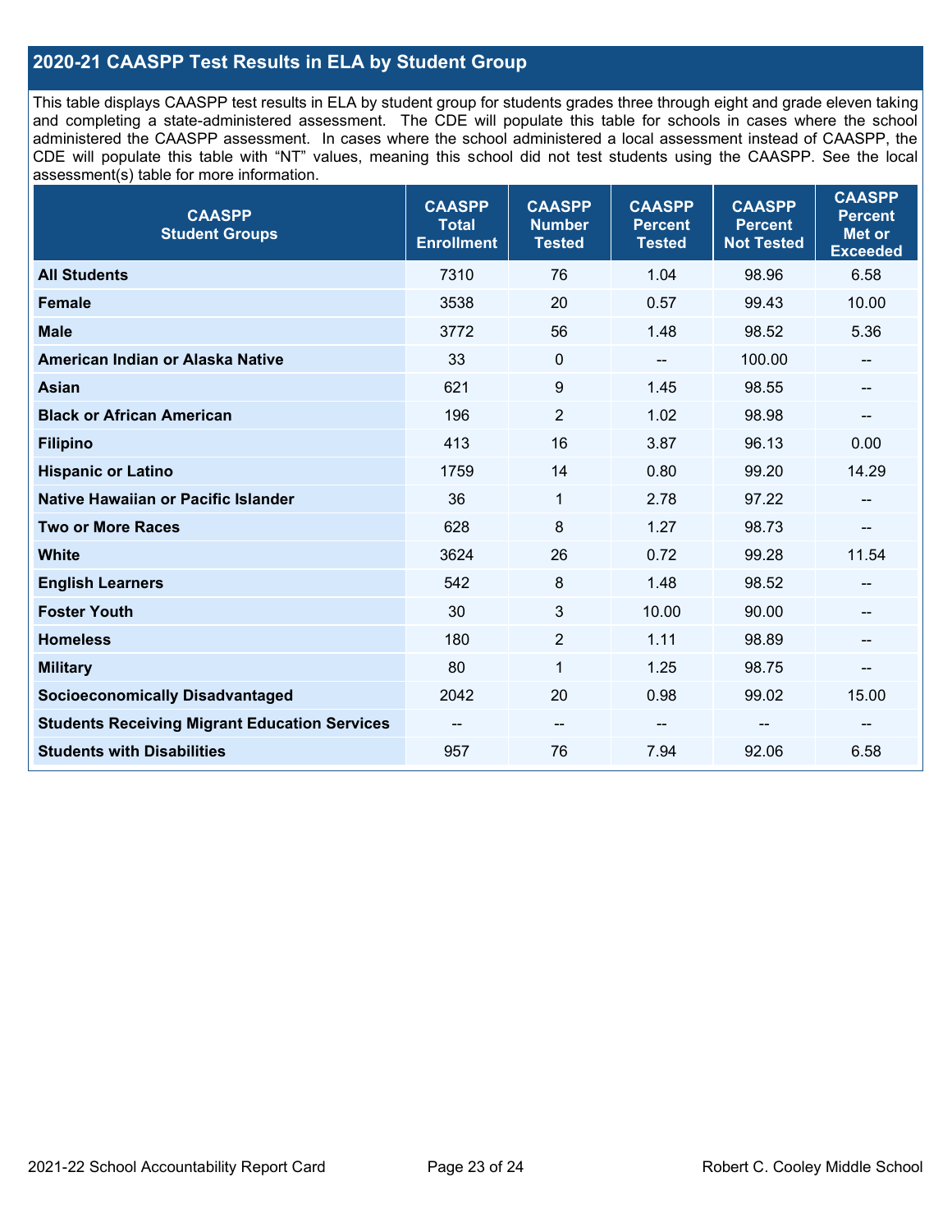## 2020-21 CAASPP Test Results in ELA by Student Group

This table displays CAASPP test results in ELA by student group for students grades three through eight and grade eleven taking and completing a state-administered assessment. The CDE will populate this table for schools in cases where the school administered the CAASPP assessment. In cases where the school administered a local assessment instead of CAASPP, the CDE will populate this table with "NT" values, meaning this school did not test students using the CAASPP. See the local assessment(s) table for more information.

| CAASPP Student Groups | CAASPP Total Enrollment | CAASPP Number Tested | CAASPP Percent Tested | CAASPP Percent Not Tested | CAASPP Percent Met or Exceeded |
|---|---|---|---|---|---|
| **All Students** | 7310 | 76 | 1.04 | 98.96 | 6.58 |
| **Female** | 3538 | 20 | 0.57 | 99.43 | 10.00 |
| **Male** | 3772 | 56 | 1.48 | 98.52 | 5.36 |
| **American Indian or Alaska Native** | 33 | 0 | -- | 100.00 | -- |
| **Asian** | 621 | 9 | 1.45 | 98.55 | -- |
| **Black or African American** | 196 | 2 | 1.02 | 98.98 | -- |
| **Filipino** | 413 | 16 | 3.87 | 96.13 | 0.00 |
| **Hispanic or Latino** | 1759 | 14 | 0.80 | 99.20 | 14.29 |
| **Native Hawaiian or Pacific Islander** | 36 | 1 | 2.78 | 97.22 | -- |
| **Two or More Races** | 628 | 8 | 1.27 | 98.73 | -- |
| **White** | 3624 | 26 | 0.72 | 99.28 | 11.54 |
| **English Learners** | 542 | 8 | 1.48 | 98.52 | -- |
| **Foster Youth** | 30 | 3 | 10.00 | 90.00 | -- |
| **Homeless** | 180 | 2 | 1.11 | 98.89 | -- |
| **Military** | 80 | 1 | 1.25 | 98.75 | -- |
| **Socioeconomically Disadvantaged** | 2042 | 20 | 0.98 | 99.02 | 15.00 |
| **Students Receiving Migrant Education Services** | -- | -- | -- | -- | -- |
| **Students with Disabilities** | 957 | 76 | 7.94 | 92.06 | 6.58 |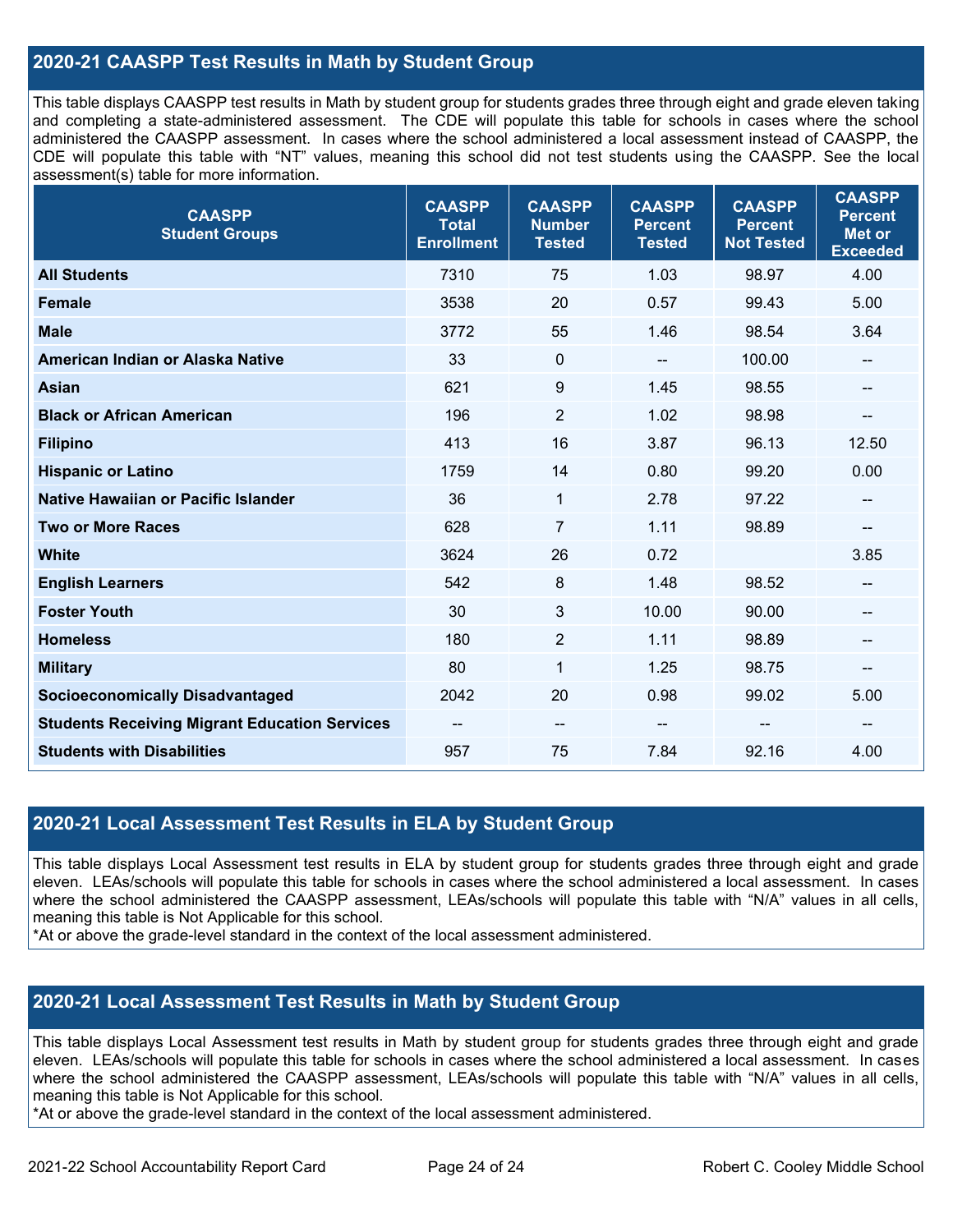## 2020-21 CAASPP Test Results in Math by Student Group

This table displays CAASPP test results in Math by student group for students grades three through eight and grade eleven taking and completing a state-administered assessment. The CDE will populate this table for schools in cases where the school administered the CAASPP assessment. In cases where the school administered a local assessment instead of CAASPP, the CDE will populate this table with "NT" values, meaning this school did not test students using the CAASPP. See the local assessment(s) table for more information.

| CAASPP Student Groups | CAASPP Total Enrollment | CAASPP Number Tested | CAASPP Percent Tested | CAASPP Percent Not Tested | CAASPP Percent Met or Exceeded |
|---|---|---|---|---|---|
| **All Students** | 7310 | 75 | 1.03 | 98.97 | 4.00 |
| **Female** | 3538 | 20 | 0.57 | 99.43 | 5.00 |
| **Male** | 3772 | 55 | 1.46 | 98.54 | 3.64 |
| **American Indian or Alaska Native** | 33 | 0 | -- | 100.00 | -- |
| **Asian** | 621 | 9 | 1.45 | 98.55 | -- |
| **Black or African American** | 196 | 2 | 1.02 | 98.98 | -- |
| **Filipino** | 413 | 16 | 3.87 | 96.13 | 12.50 |
| **Hispanic or Latino** | 1759 | 14 | 0.80 | 99.20 | 0.00 |
| **Native Hawaiian or Pacific Islander** | 36 | 1 | 2.78 | 97.22 | -- |
| **Two or More Races** | 628 | 7 | 1.11 | 98.89 | -- |
| **White** | 3624 | 26 | 0.72 | | 3.85 |
| **English Learners** | 542 | 8 | 1.48 | 98.52 | -- |
| **Foster Youth** | 30 | 3 | 10.00 | 90.00 | -- |
| **Homeless** | 180 | 2 | 1.11 | 98.89 | -- |
| **Military** | 80 | 1 | 1.25 | 98.75 | -- |
| **Socioeconomically Disadvantaged** | 2042 | 20 | 0.98 | 99.02 | 5.00 |
| **Students Receiving Migrant Education Services** | -- | -- | -- | -- | -- |
| **Students with Disabilities** | 957 | 75 | 7.84 | 92.16 | 4.00 |

## 2020-21 Local Assessment Test Results in ELA by Student Group

This table displays Local Assessment test results in ELA by student group for students grades three through eight and grade eleven. LEAs/schools will populate this table for schools in cases where the school administered a local assessment. In cases where the school administered the CAASPP assessment, LEAs/schools will populate this table with "N/A" values in all cells, meaning this table is Not Applicable for this school.

*At or above the grade-level standard in the context of the local assessment administered.

## 2020-21 Local Assessment Test Results in Math by Student Group

This table displays Local Assessment test results in Math by student group for students grades three through eight and grade eleven. LEAs/schools will populate this table for schools in cases where the school administered a local assessment. In cases where the school administered the CAASPP assessment, LEAs/schools will populate this table with "N/A" values in all cells, meaning this table is Not Applicable for this school.

*At or above the grade-level standard in the context of the local assessment administered.